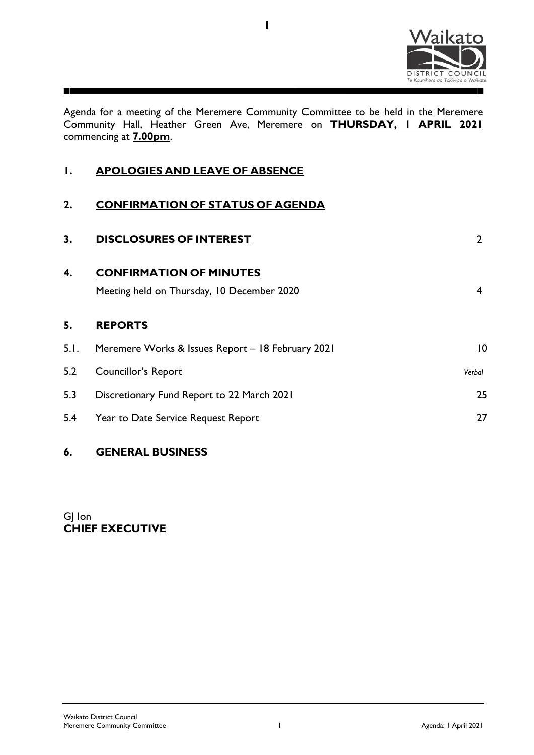Agenda for a meeting of the Meremere Community Committee to be held in the Meremere Community Hall, Heather Green Ave, Meremere on **THURSDAY, 1 APRIL 2021** commencing at **7.00pm**.

| | | |
|---|---|---|
| **1.** | **APOLOGIES AND LEAVE OF ABSENCE** | |
| **2.** | **CONFIRMATION OF STATUS OF AGENDA** | |
| **3.** | **DISCLOSURES OF INTEREST** | 2 |
| **4.** | **CONFIRMATION OF MINUTES** | |
| | Meeting held on Thursday, 10 December 2020 | 4 |
| **5.** | **REPORTS** | |
| 5.1. | Meremere Works & Issues Report – 18 February 2021 | 10 |
| 5.2 | Councillor's Report | *Verbal* |
| 5.3 | Discretionary Fund Report to 22 March 2021 | 25 |
| 5.4 | Year to Date Service Request Report | 27 |
| **6.** | **GENERAL BUSINESS** | |

GJ Ion
**CHIEF EXECUTIVE**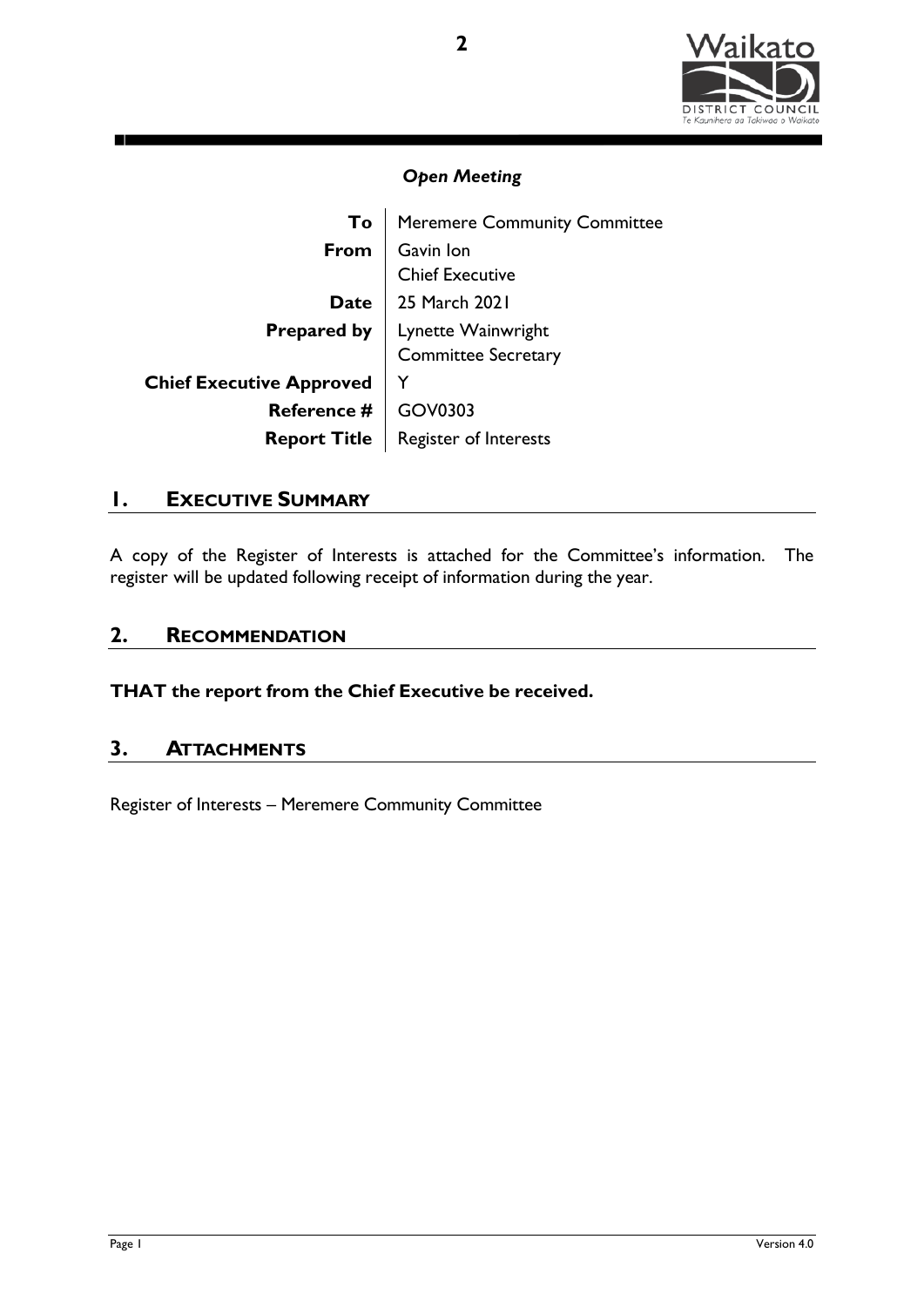*Open Meeting*

| | |
|---|---|
| **To** | Meremere Community Committee |
| **From** | Gavin Ion<br>Chief Executive |
| **Date** | 25 March 2021 |
| **Prepared by** | Lynette Wainwright<br>Committee Secretary |
| **Chief Executive Approved** | Y |
| **Reference #** | GOV0303 |
| **Report Title** | Register of Interests |

## 1. EXECUTIVE SUMMARY

A copy of the Register of Interests is attached for the Committee's information. The register will be updated following receipt of information during the year.

## 2. RECOMMENDATION

**THAT the report from the Chief Executive be received.**

## 3. ATTACHMENTS

Register of Interests – Meremere Community Committee

Version 4.0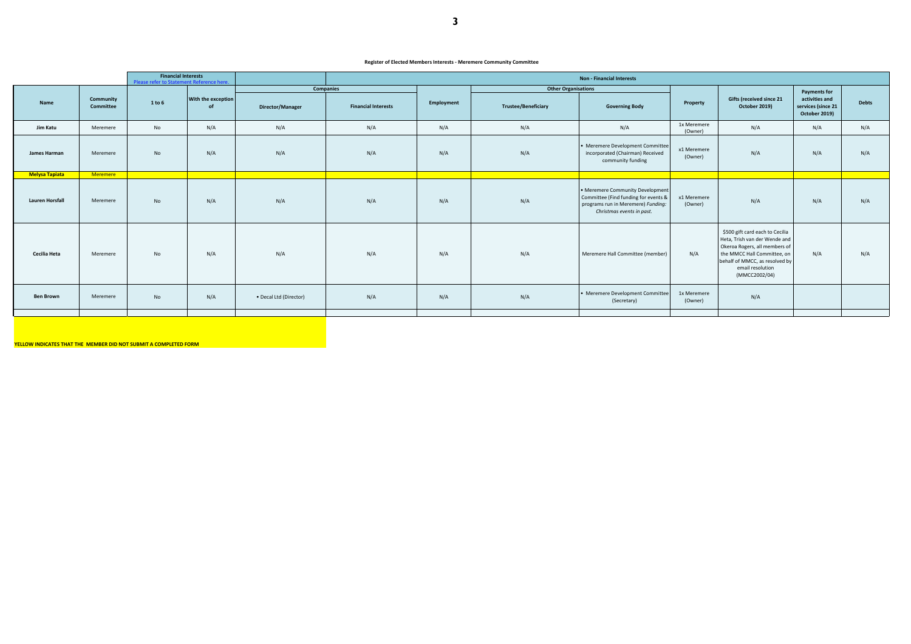**Register of Elected Members Interests - Meremere Community Committee**

| | | Financial Interests Please refer to Statement Reference here. | | | Non - Financial Interests | | | | | | | | |
|---|---|---|---|---|---|---|---|---|---|---|---|---|---|
| | | | | Companies | | | Other Organisations | | | | | | |
| **Name** | **Community Committee** | **1 to 6** | **With the exception of** | **Director/Manager** | **Financial Interests** | **Employment** | **Trustee/Beneficiary** | **Governing Body** | **Property** | **Gifts (received since 21 October 2019)** | **Payments for activities and services (since 21 October 2019)** | **Debts** |
| **Jim Katu** | Meremere | No | N/A | N/A | N/A | N/A | N/A | N/A | 1x Meremere (Owner) | N/A | N/A | N/A |
| **James Harman** | Meremere | No | N/A | N/A | N/A | N/A | N/A | • Meremere Development Committee incorporated (Chairman) Received community funding | x1 Meremere (Owner) | N/A | N/A | N/A |
| **Melysa Tapiata** | Meremere | | | | | | | | | | | |
| **Lauren Horsfall** | Meremere | No | N/A | N/A | N/A | N/A | N/A | • Meremere Community Development Committee (Find funding for events & programs run in Meremere) *Funding: Christmas events in past.* | x1 Meremere (Owner) | N/A | N/A | N/A |
| **Cecilia Heta** | Meremere | No | N/A | N/A | N/A | N/A | N/A | Meremere Hall Committee (member) | N/A | $500 gift card each to Cecilia Heta, Trish van der Wende and Okeroa Rogers, all members of the MMCC Hall Committee, on behalf of MMCC, as resolved by email resolution (MMCC2002/04) | N/A | N/A |
| **Ben Brown** | Meremere | No | N/A | • Decal Ltd (Director) | N/A | N/A | N/A | • Meremere Development Committee (Secretary) | 1x Meremere (Owner) | N/A | | |

**YELLOW INDICATES THAT THE MEMBER DID NOT SUBMIT A COMPLETED FORM**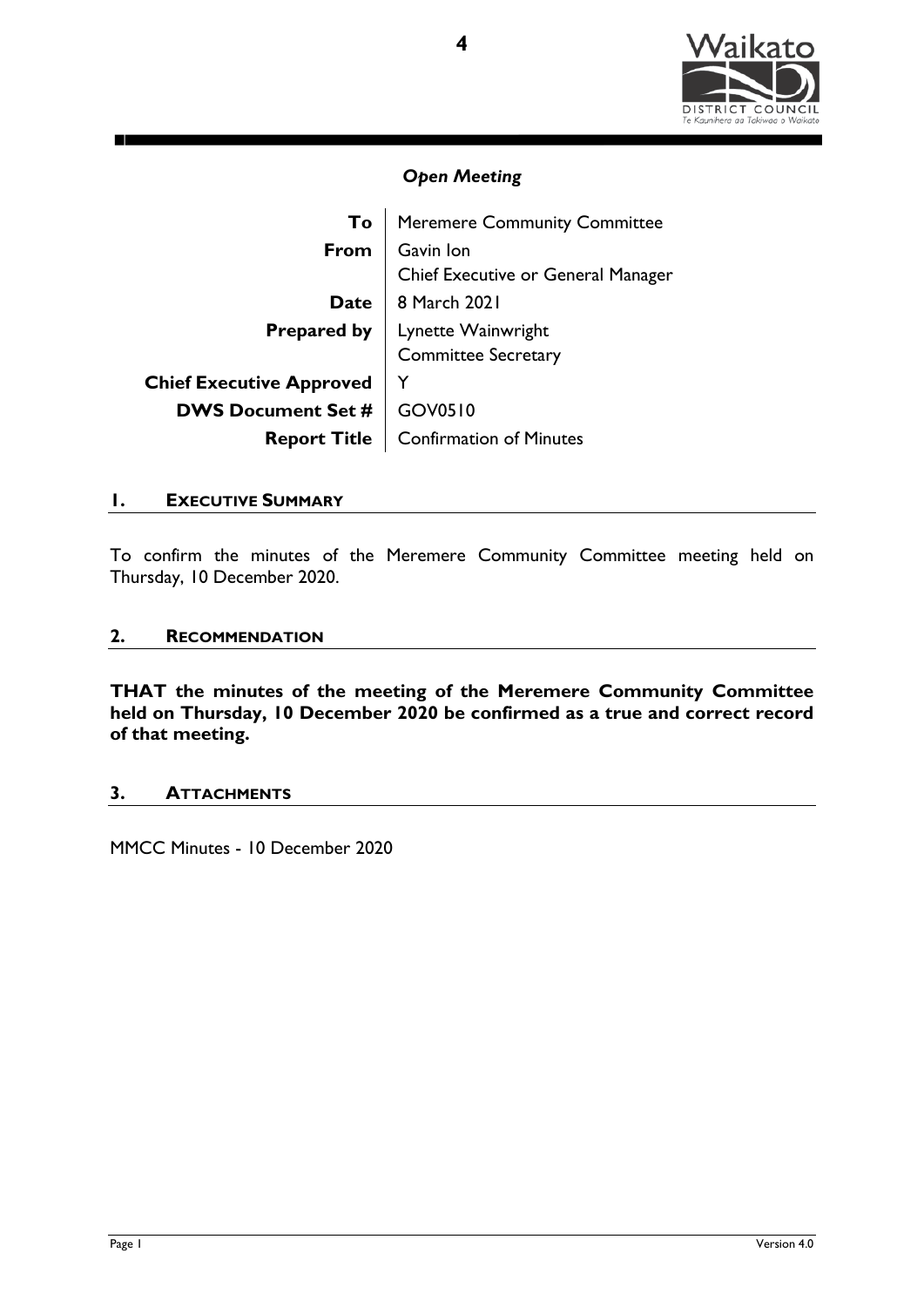*Open Meeting*

| | |
|---|---|
| **To** | Meremere Community Committee |
| **From** | Gavin Ion<br>Chief Executive or General Manager |
| **Date** | 8 March 2021 |
| **Prepared by** | Lynette Wainwright<br>Committee Secretary |
| **Chief Executive Approved** | Y |
| **DWS Document Set #** | GOV0510 |
| **Report Title** | Confirmation of Minutes |

## 1. EXECUTIVE SUMMARY

To confirm the minutes of the Meremere Community Committee meeting held on Thursday, 10 December 2020.

## 2. RECOMMENDATION

**THAT the minutes of the meeting of the Meremere Community Committee held on Thursday, 10 December 2020 be confirmed as a true and correct record of that meeting.**

## 3. ATTACHMENTS

MMCC Minutes - 10 December 2020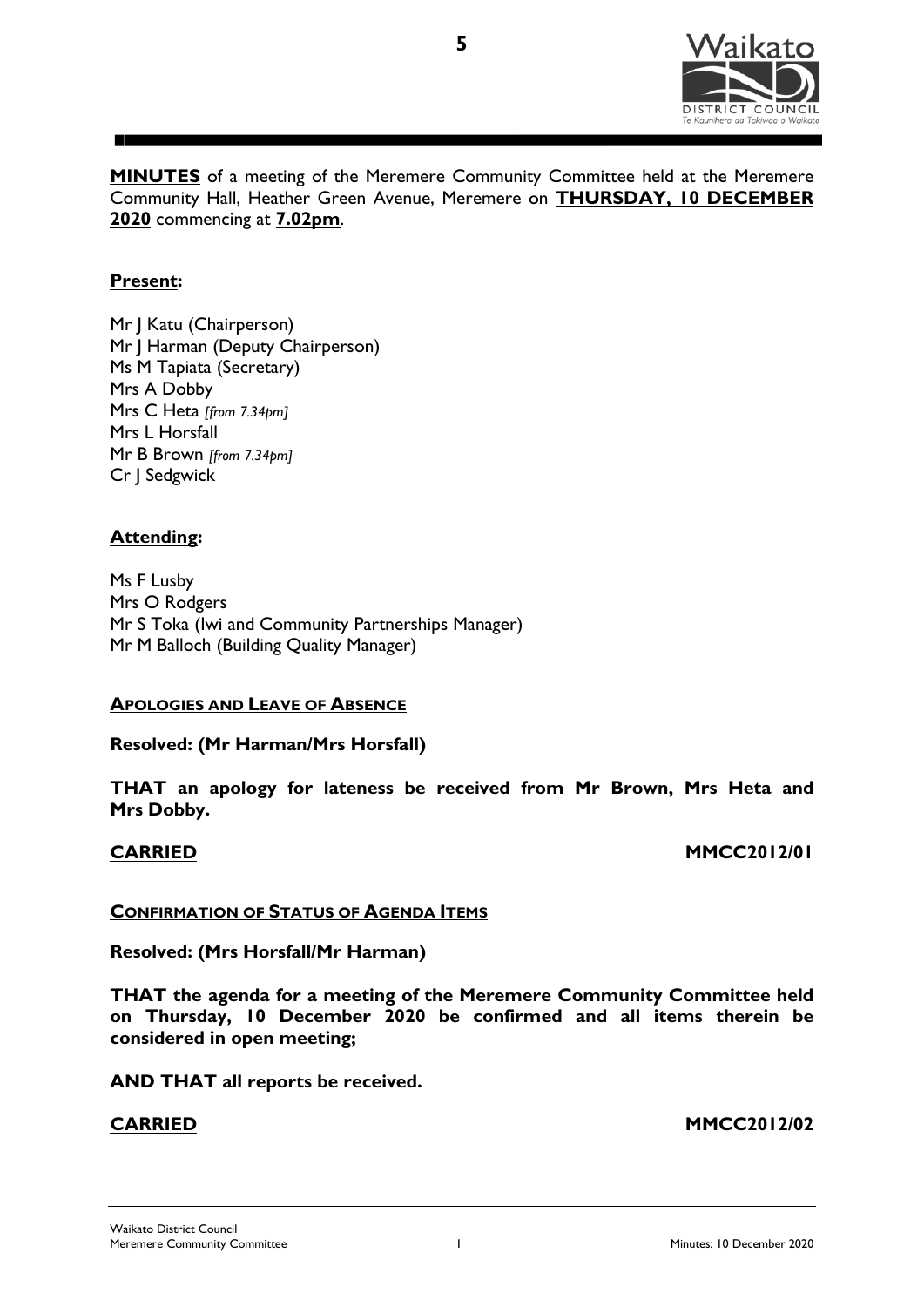**MINUTES** of a meeting of the Meremere Community Committee held at the Meremere Community Hall, Heather Green Avenue, Meremere on **THURSDAY, 10 DECEMBER 2020** commencing at **7.02pm**.

**Present:**

Mr J Katu (Chairperson)
Mr J Harman (Deputy Chairperson)
Ms M Tapiata (Secretary)
Mrs A Dobby
Mrs C Heta *[from 7.34pm]*
Mrs L Horsfall
Mr B Brown *[from 7.34pm]*
Cr J Sedgwick

**Attending:**

Ms F Lusby
Mrs O Rodgers
Mr S Toka (Iwi and Community Partnerships Manager)
Mr M Balloch (Building Quality Manager)

**APOLOGIES AND LEAVE OF ABSENCE**

**Resolved: (Mr Harman/Mrs Horsfall)**

**THAT an apology for lateness be received from Mr Brown, Mrs Heta and Mrs Dobby.**

**CARRIED** **MMCC2012/01**

**CONFIRMATION OF STATUS OF AGENDA ITEMS**

**Resolved: (Mrs Horsfall/Mr Harman)**

**THAT the agenda for a meeting of the Meremere Community Committee held on Thursday, 10 December 2020 be confirmed and all items therein be considered in open meeting;**

**AND THAT all reports be received.**

**CARRIED** **MMCC2012/02**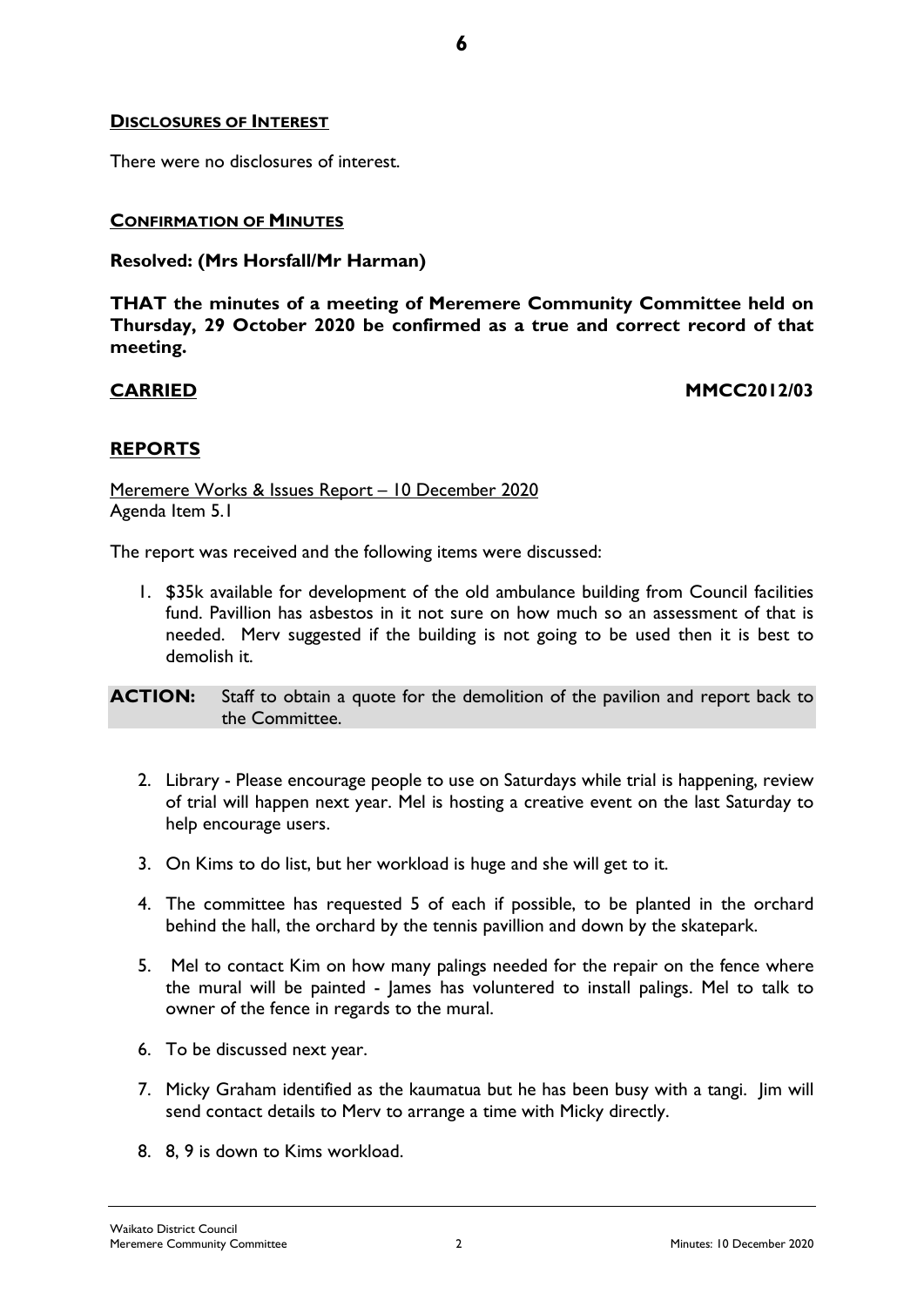## **DISCLOSURES OF INTEREST**

There were no disclosures of interest.

## **CONFIRMATION OF MINUTES**

**Resolved: (Mrs Horsfall/Mr Harman)**

**THAT the minutes of a meeting of Meremere Community Committee held on Thursday, 29 October 2020 be confirmed as a true and correct record of that meeting.**

**CARRIED** **MMCC2012/03**

## **REPORTS**

Meremere Works & Issues Report – 10 December 2020
Agenda Item 5.1

The report was received and the following items were discussed:

1. $35k available for development of the old ambulance building from Council facilities fund. Pavillion has asbestos in it not sure on how much so an assessment of that is needed. Merv suggested if the building is not going to be used then it is best to demolish it.

**ACTION:** Staff to obtain a quote for the demolition of the pavilion and report back to the Committee.

2. Library - Please encourage people to use on Saturdays while trial is happening, review of trial will happen next year. Mel is hosting a creative event on the last Saturday to help encourage users.
3. On Kims to do list, but her workload is huge and she will get to it.
4. The committee has requested 5 of each if possible, to be planted in the orchard behind the hall, the orchard by the tennis pavillion and down by the skatepark.
5. Mel to contact Kim on how many palings needed for the repair on the fence where the mural will be painted - James has volunteered to install palings. Mel to talk to owner of the fence in regards to the mural.
6. To be discussed next year.
7. Micky Graham identified as the kaumatua but he has been busy with a tangi. Jim will send contact details to Merv to arrange a time with Micky directly.
8. 8, 9 is down to Kims workload.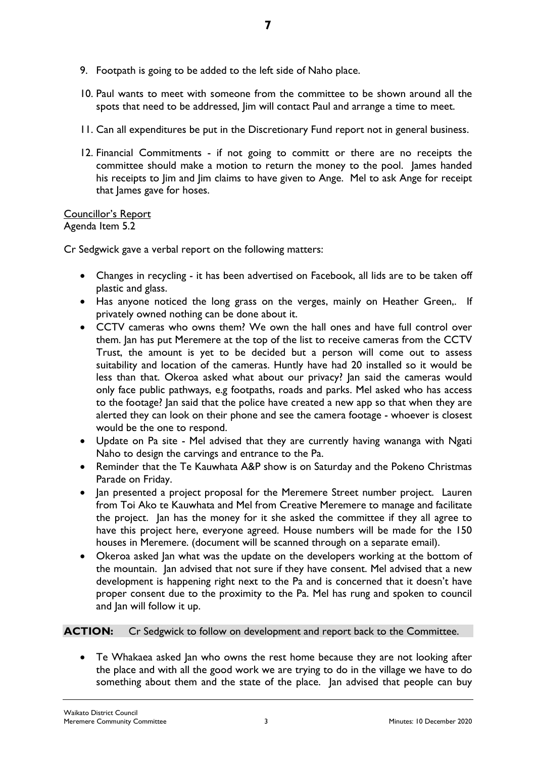9. Footpath is going to be added to the left side of Naho place.

10. Paul wants to meet with someone from the committee to be shown around all the spots that need to be addressed, Jim will contact Paul and arrange a time to meet.

11. Can all expenditures be put in the Discretionary Fund report not in general business.

12. Financial Commitments - if not going to committ or there are no receipts the committee should make a motion to return the money to the pool. James handed his receipts to Jim and Jim claims to have given to Ange. Mel to ask Ange for receipt that James gave for hoses.

<u>Councillor's Report</u>
Agenda Item 5.2

Cr Sedgwick gave a verbal report on the following matters:

- Changes in recycling - it has been advertised on Facebook, all lids are to be taken off plastic and glass.
- Has anyone noticed the long grass on the verges, mainly on Heather Green,. If privately owned nothing can be done about it.
- CCTV cameras who owns them? We own the hall ones and have full control over them. Jan has put Meremere at the top of the list to receive cameras from the CCTV Trust, the amount is yet to be decided but a person will come out to assess suitability and location of the cameras. Huntly have had 20 installed so it would be less than that. Okeroa asked what about our privacy? Jan said the cameras would only face public pathways, e.g footpaths, roads and parks. Mel asked who has access to the footage? Jan said that the police have created a new app so that when they are alerted they can look on their phone and see the camera footage - whoever is closest would be the one to respond.
- Update on Pa site - Mel advised that they are currently having wananga with Ngati Naho to design the carvings and entrance to the Pa.
- Reminder that the Te Kauwhata A&P show is on Saturday and the Pokeno Christmas Parade on Friday.
- Jan presented a project proposal for the Meremere Street number project. Lauren from Toi Ako te Kauwhata and Mel from Creative Meremere to manage and facilitate the project. Jan has the money for it she asked the committee if they all agree to have this project here, everyone agreed. House numbers will be made for the 150 houses in Meremere. (document will be scanned through on a separate email).
- Okeroa asked Jan what was the update on the developers working at the bottom of the mountain. Jan advised that not sure if they have consent. Mel advised that a new development is happening right next to the Pa and is concerned that it doesn't have proper consent due to the proximity to the Pa. Mel has rung and spoken to council and Jan will follow it up.

**ACTION:** Cr Sedgwick to follow on development and report back to the Committee.

- Te Whakaea asked Jan who owns the rest home because they are not looking after the place and with all the good work we are trying to do in the village we have to do something about them and the state of the place. Jan advised that people can buy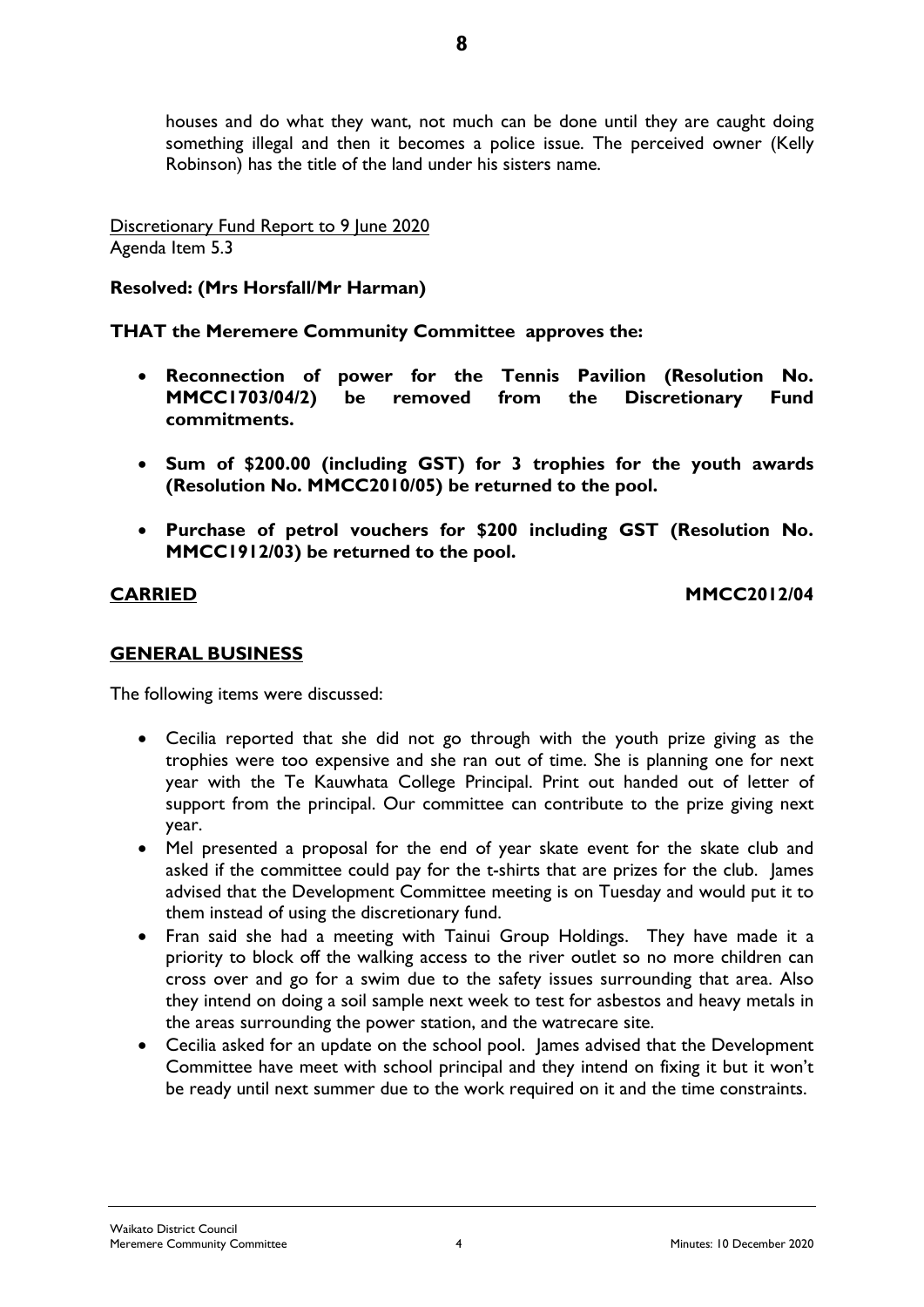houses and do what they want, not much can be done until they are caught doing something illegal and then it becomes a police issue. The perceived owner (Kelly Robinson) has the title of the land under his sisters name.

<u>Discretionary Fund Report to 9 June 2020</u>
Agenda Item 5.3

**Resolved: (Mrs Horsfall/Mr Harman)**

**THAT the Meremere Community Committee approves the:**

- **Reconnection of power for the Tennis Pavilion (Resolution No. MMCC1703/04/2) be removed from the Discretionary Fund commitments.**
- **Sum of $200.00 (including GST) for 3 trophies for the youth awards (Resolution No. MMCC2010/05) be returned to the pool.**
- **Purchase of petrol vouchers for $200 including GST (Resolution No. MMCC1912/03) be returned to the pool.**

**<u>CARRIED</u>** **MMCC2012/04**

## GENERAL BUSINESS

The following items were discussed:

- Cecilia reported that she did not go through with the youth prize giving as the trophies were too expensive and she ran out of time. She is planning one for next year with the Te Kauwhata College Principal. Print out handed out of letter of support from the principal. Our committee can contribute to the prize giving next year.
- Mel presented a proposal for the end of year skate event for the skate club and asked if the committee could pay for the t-shirts that are prizes for the club. James advised that the Development Committee meeting is on Tuesday and would put it to them instead of using the discretionary fund.
- Fran said she had a meeting with Tainui Group Holdings. They have made it a priority to block off the walking access to the river outlet so no more children can cross over and go for a swim due to the safety issues surrounding that area. Also they intend on doing a soil sample next week to test for asbestos and heavy metals in the areas surrounding the power station, and the watrecare site.
- Cecilia asked for an update on the school pool. James advised that the Development Committee have meet with school principal and they intend on fixing it but it won't be ready until next summer due to the work required on it and the time constraints.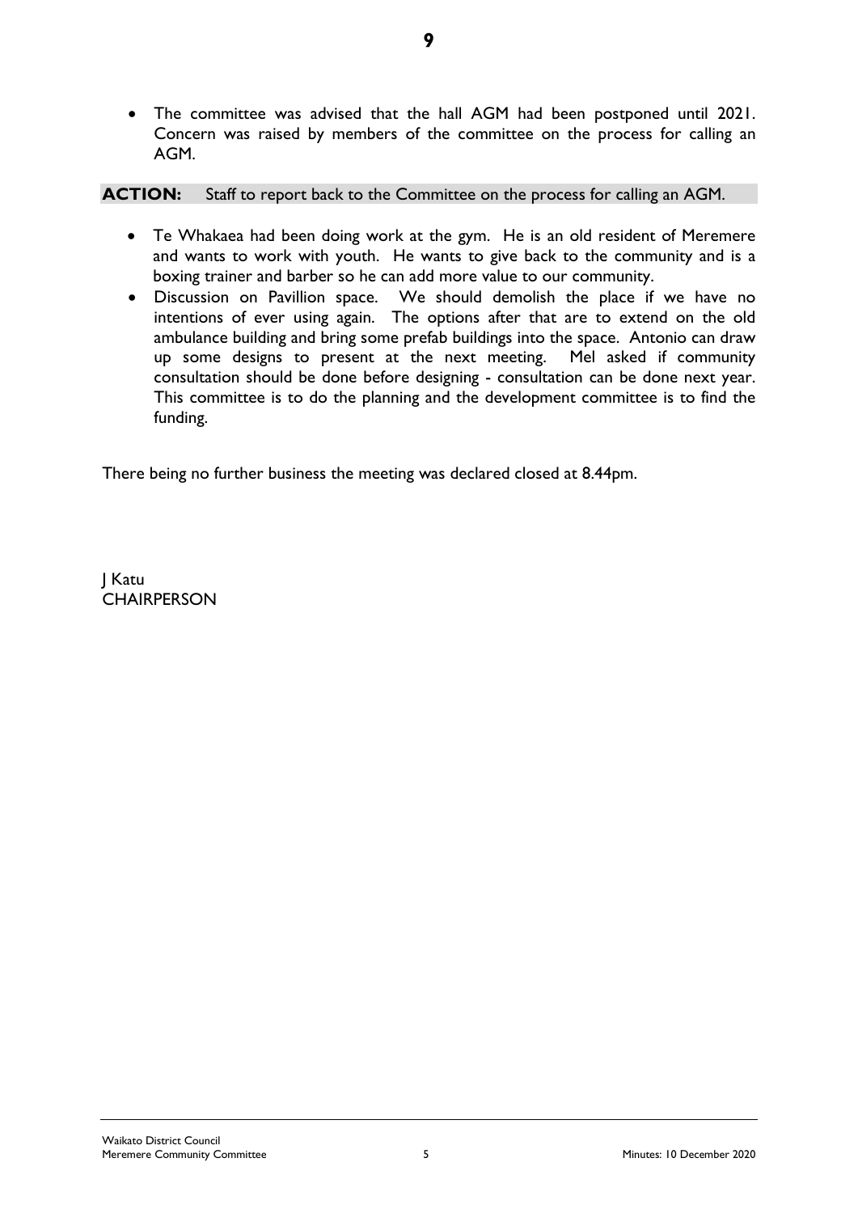- The committee was advised that the hall AGM had been postponed until 2021. Concern was raised by members of the committee on the process for calling an AGM.

**ACTION:** Staff to report back to the Committee on the process for calling an AGM.

- Te Whakaea had been doing work at the gym. He is an old resident of Meremere and wants to work with youth. He wants to give back to the community and is a boxing trainer and barber so he can add more value to our community.
- Discussion on Pavillion space. We should demolish the place if we have no intentions of ever using again. The options after that are to extend on the old ambulance building and bring some prefab buildings into the space. Antonio can draw up some designs to present at the next meeting. Mel asked if community consultation should be done before designing - consultation can be done next year. This committee is to do the planning and the development committee is to find the funding.

There being no further business the meeting was declared closed at 8.44pm.

J Katu
CHAIRPERSON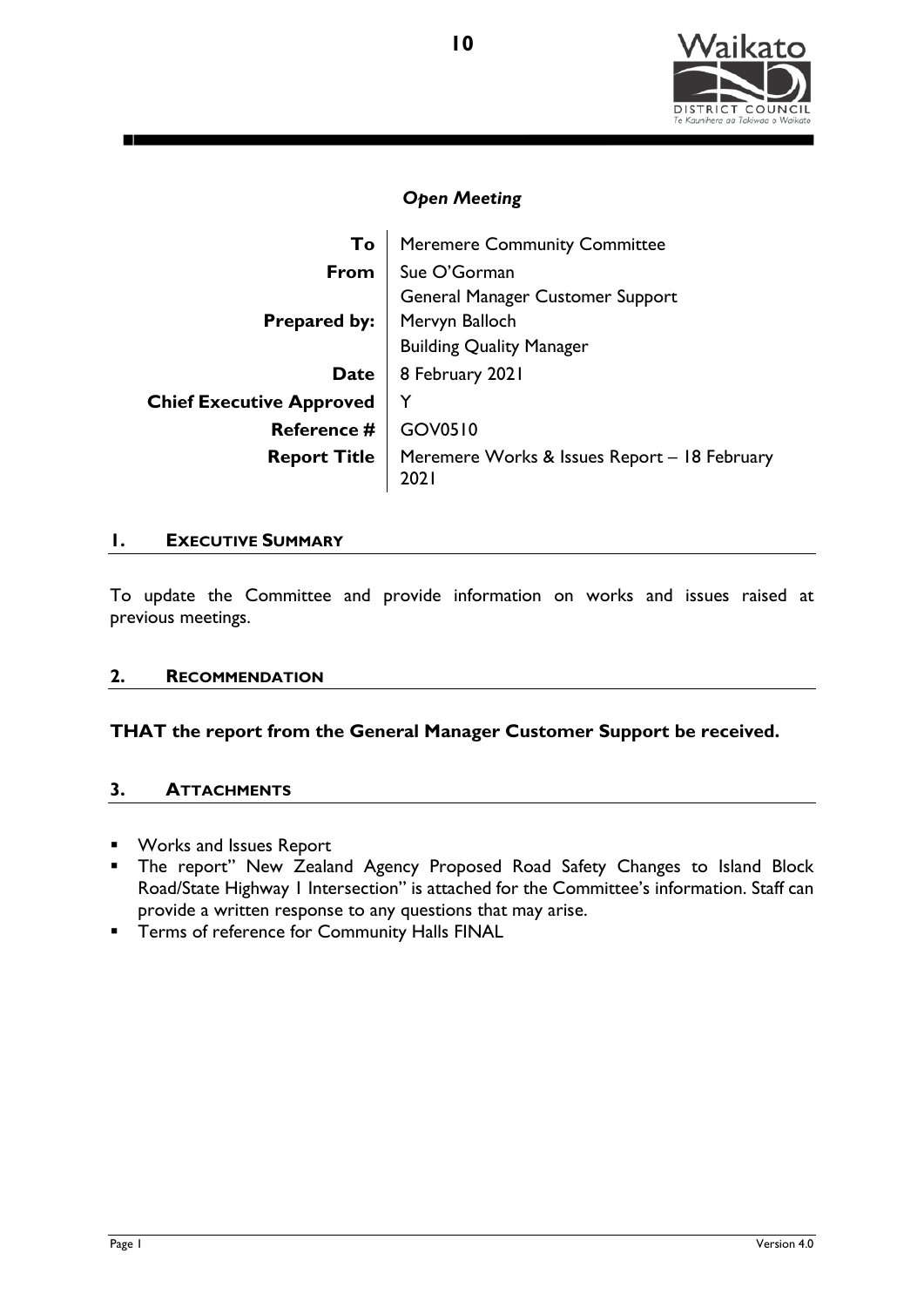*Open Meeting*

| | |
|---|---|
| **To** | Meremere Community Committee |
| **From** | Sue O'Gorman<br>General Manager Customer Support |
| **Prepared by:** | Mervyn Balloch<br>Building Quality Manager |
| **Date** | 8 February 2021 |
| **Chief Executive Approved** | Y |
| **Reference #** | GOV0510 |
| **Report Title** | Meremere Works & Issues Report – 18 February 2021 |

## 1. EXECUTIVE SUMMARY

To update the Committee and provide information on works and issues raised at previous meetings.

## 2. RECOMMENDATION

**THAT the report from the General Manager Customer Support be received.**

## 3. ATTACHMENTS

- Works and Issues Report
- The report" New Zealand Agency Proposed Road Safety Changes to Island Block Road/State Highway 1 Intersection" is attached for the Committee's information. Staff can provide a written response to any questions that may arise.
- Terms of reference for Community Halls FINAL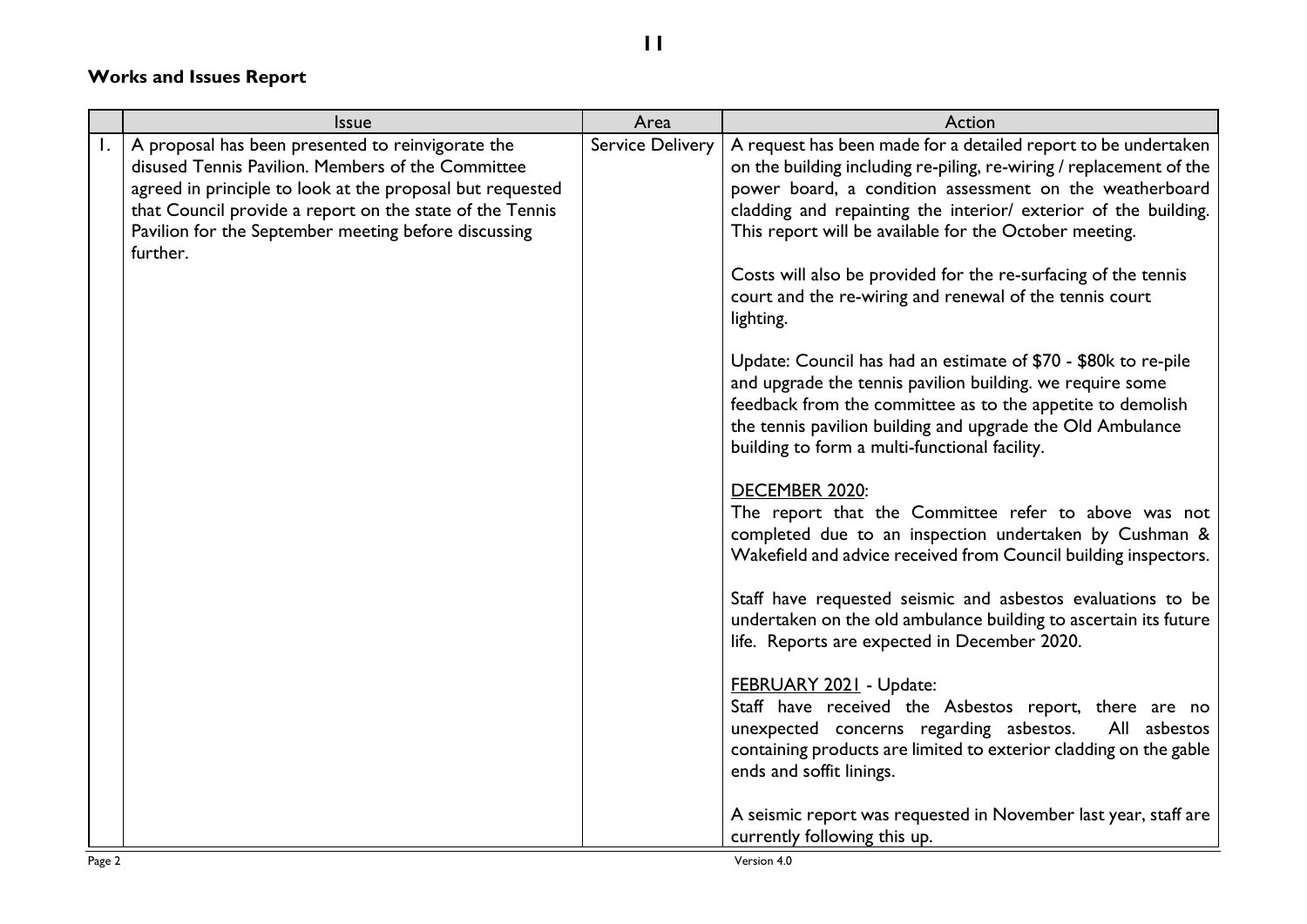**Works and Issues Report**

| | Issue | Area | Action |
|---|---|---|---|
| 1. | A proposal has been presented to reinvigorate the disused Tennis Pavilion. Members of the Committee agreed in principle to look at the proposal but requested that Council provide a report on the state of the Tennis Pavilion for the September meeting before discussing further. | Service Delivery | A request has been made for a detailed report to be undertaken on the building including re-piling, re-wiring / replacement of the power board, a condition assessment on the weatherboard cladding and repainting the interior/ exterior of the building. This report will be available for the October meeting.<br><br>Costs will also be provided for the re-surfacing of the tennis court and the re-wiring and renewal of the tennis court lighting.<br><br>Update: Council has had an estimate of $70 - $80k to re-pile and upgrade the tennis pavilion building. we require some feedback from the committee as to the appetite to demolish the tennis pavilion building and upgrade the Old Ambulance building to form a multi-functional facility.<br><br><u>DECEMBER 2020</u>:<br>The report that the Committee refer to above was not completed due to an inspection undertaken by Cushman & Wakefield and advice received from Council building inspectors.<br><br>Staff have requested seismic and asbestos evaluations to be undertaken on the old ambulance building to ascertain its future life. Reports are expected in December 2020.<br><br><u>FEBRUARY 2021</u> - Update:<br>Staff have received the Asbestos report, there are no unexpected concerns regarding asbestos. All asbestos containing products are limited to exterior cladding on the gable ends and soffit linings.<br><br>A seismic report was requested in November last year, staff are currently following this up. |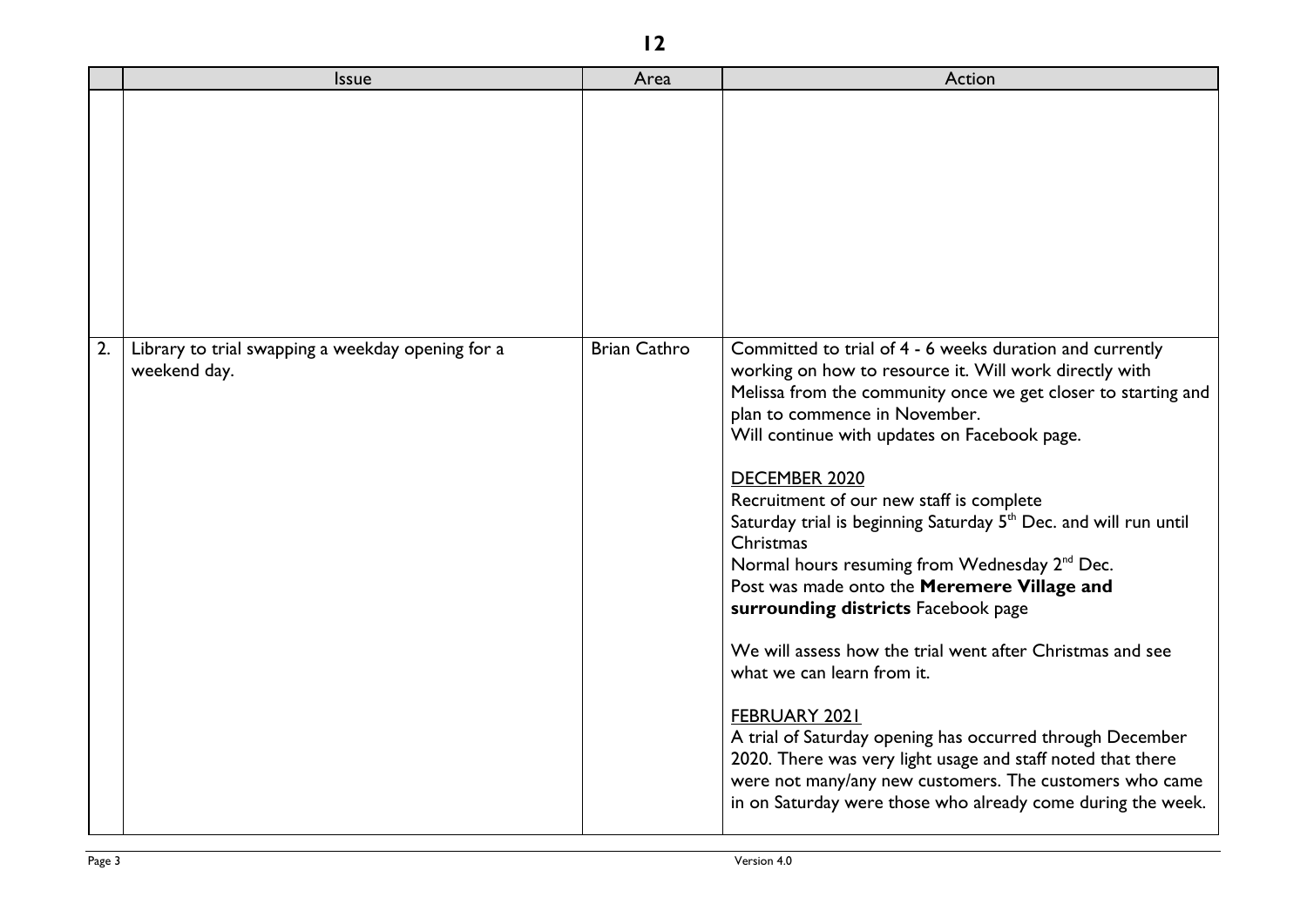|  | Issue | Area | Action |
|---|---|---|---|
|  |  |  |  |
| 2. | Library to trial swapping a weekday opening for a weekend day. | Brian Cathro | Committed to trial of 4 - 6 weeks duration and currently working on how to resource it. Will work directly with Melissa from the community once we get closer to starting and plan to commence in November.<br>Will continue with updates on Facebook page.<br><br><u>DECEMBER 2020</u><br>Recruitment of our new staff is complete<br>Saturday trial is beginning Saturday 5th Dec. and will run until Christmas<br>Normal hours resuming from Wednesday 2nd Dec.<br>Post was made onto the **Meremere Village and surrounding districts** Facebook page<br><br>We will assess how the trial went after Christmas and see what we can learn from it.<br><br><u>FEBRUARY 2021</u><br>A trial of Saturday opening has occurred through December 2020. There was very light usage and staff noted that there were not many/any new customers. The customers who came in on Saturday were those who already come during the week. |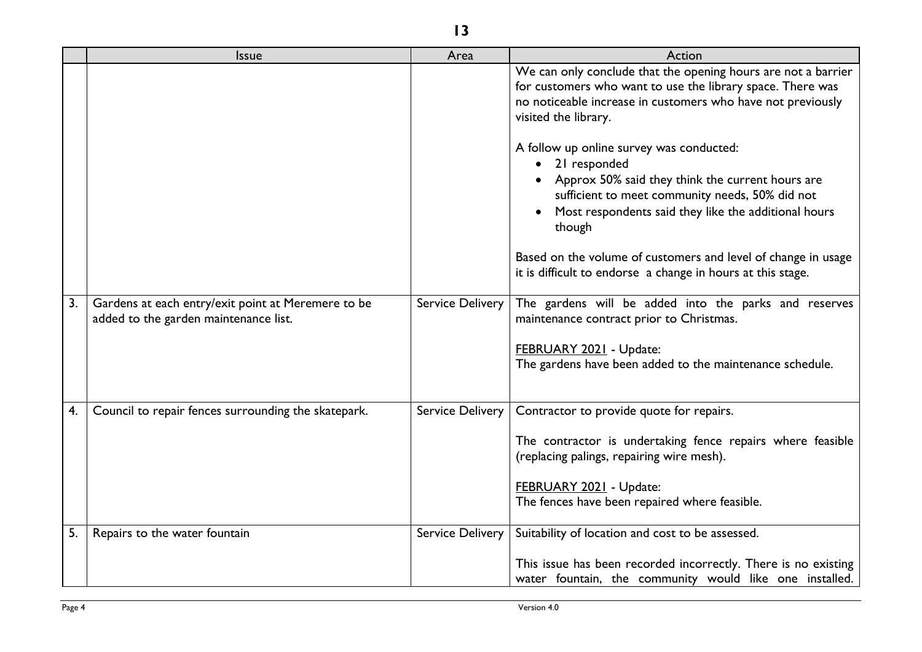| | Issue | Area | Action |
|---|---|---|---|
| | | | We can only conclude that the opening hours are not a barrier for customers who want to use the library space. There was no noticeable increase in customers who have not previously visited the library.<br><br>A follow up online survey was conducted:<br>• 21 responded<br>• Approx 50% said they think the current hours are sufficient to meet community needs, 50% did not<br>• Most respondents said they like the additional hours though<br><br>Based on the volume of customers and level of change in usage it is difficult to endorse a change in hours at this stage. |
| 3. | Gardens at each entry/exit point at Meremere to be added to the garden maintenance list. | Service Delivery | The gardens will be added into the parks and reserves maintenance contract prior to Christmas.<br><br>FEBRUARY 2021 - Update:<br>The gardens have been added to the maintenance schedule. |
| 4. | Council to repair fences surrounding the skatepark. | Service Delivery | Contractor to provide quote for repairs.<br><br>The contractor is undertaking fence repairs where feasible (replacing palings, repairing wire mesh).<br><br>FEBRUARY 2021 - Update:<br>The fences have been repaired where feasible. |
| 5. | Repairs to the water fountain | Service Delivery | Suitability of location and cost to be assessed.<br><br>This issue has been recorded incorrectly. There is no existing water fountain, the community would like one installed. |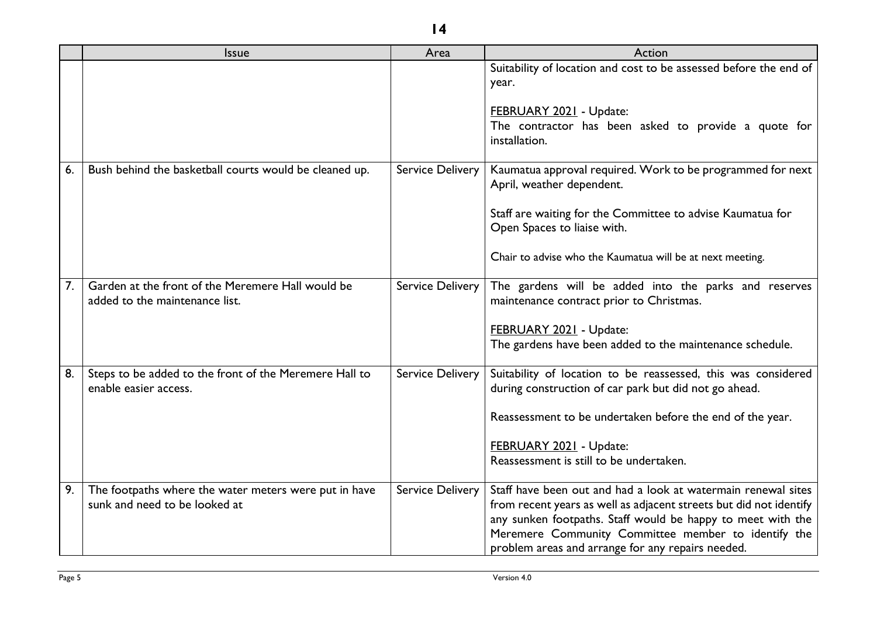| | Issue | Area | Action |
|---|---|---|---|
| | | | Suitability of location and cost to be assessed before the end of year.<br><br>FEBRUARY 2021 - Update:<br>The contractor has been asked to provide a quote for installation. |
| 6. | Bush behind the basketball courts would be cleaned up. | Service Delivery | Kaumatua approval required. Work to be programmed for next April, weather dependent.<br><br>Staff are waiting for the Committee to advise Kaumatua for Open Spaces to liaise with.<br><br>Chair to advise who the Kaumatua will be at next meeting. |
| 7. | Garden at the front of the Meremere Hall would be added to the maintenance list. | Service Delivery | The gardens will be added into the parks and reserves maintenance contract prior to Christmas.<br><br>FEBRUARY 2021 - Update:<br>The gardens have been added to the maintenance schedule. |
| 8. | Steps to be added to the front of the Meremere Hall to enable easier access. | Service Delivery | Suitability of location to be reassessed, this was considered during construction of car park but did not go ahead.<br><br>Reassessment to be undertaken before the end of the year.<br><br>FEBRUARY 2021 - Update:<br>Reassessment is still to be undertaken. |
| 9. | The footpaths where the water meters were put in have sunk and need to be looked at | Service Delivery | Staff have been out and had a look at watermain renewal sites from recent years as well as adjacent streets but did not identify any sunken footpaths. Staff would be happy to meet with the Meremere Community Committee member to identify the problem areas and arrange for any repairs needed. |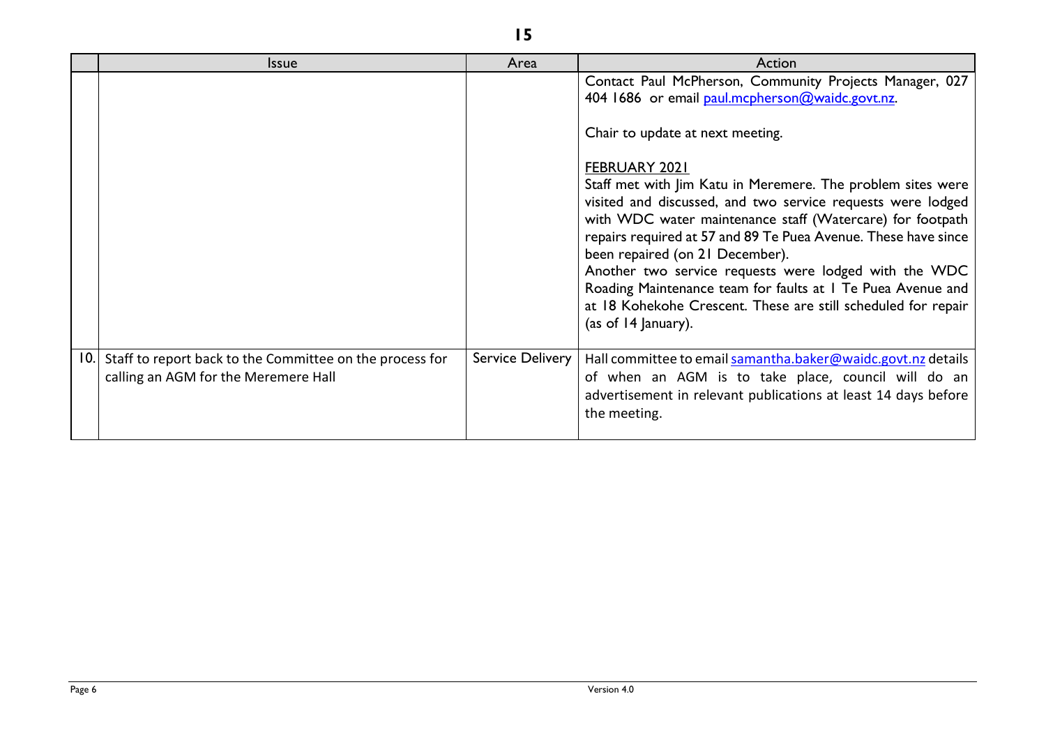|  | Issue | Area | Action |
|---|---|---|---|
|  |  |  | Contact Paul McPherson, Community Projects Manager, 027 404 1686 or email paul.mcpherson@waidc.govt.nz.<br><br>Chair to update at next meeting.<br><br>FEBRUARY 2021<br>Staff met with Jim Katu in Meremere. The problem sites were visited and discussed, and two service requests were lodged with WDC water maintenance staff (Watercare) for footpath repairs required at 57 and 89 Te Puea Avenue. These have since been repaired (on 21 December).<br>Another two service requests were lodged with the WDC Roading Maintenance team for faults at 1 Te Puea Avenue and at 18 Kohekohe Crescent. These are still scheduled for repair (as of 14 January). |
| 10. | Staff to report back to the Committee on the process for calling an AGM for the Meremere Hall | Service Delivery | Hall committee to email samantha.baker@waidc.govt.nz details of when an AGM is to take place, council will do an advertisement in relevant publications at least 14 days before the meeting. |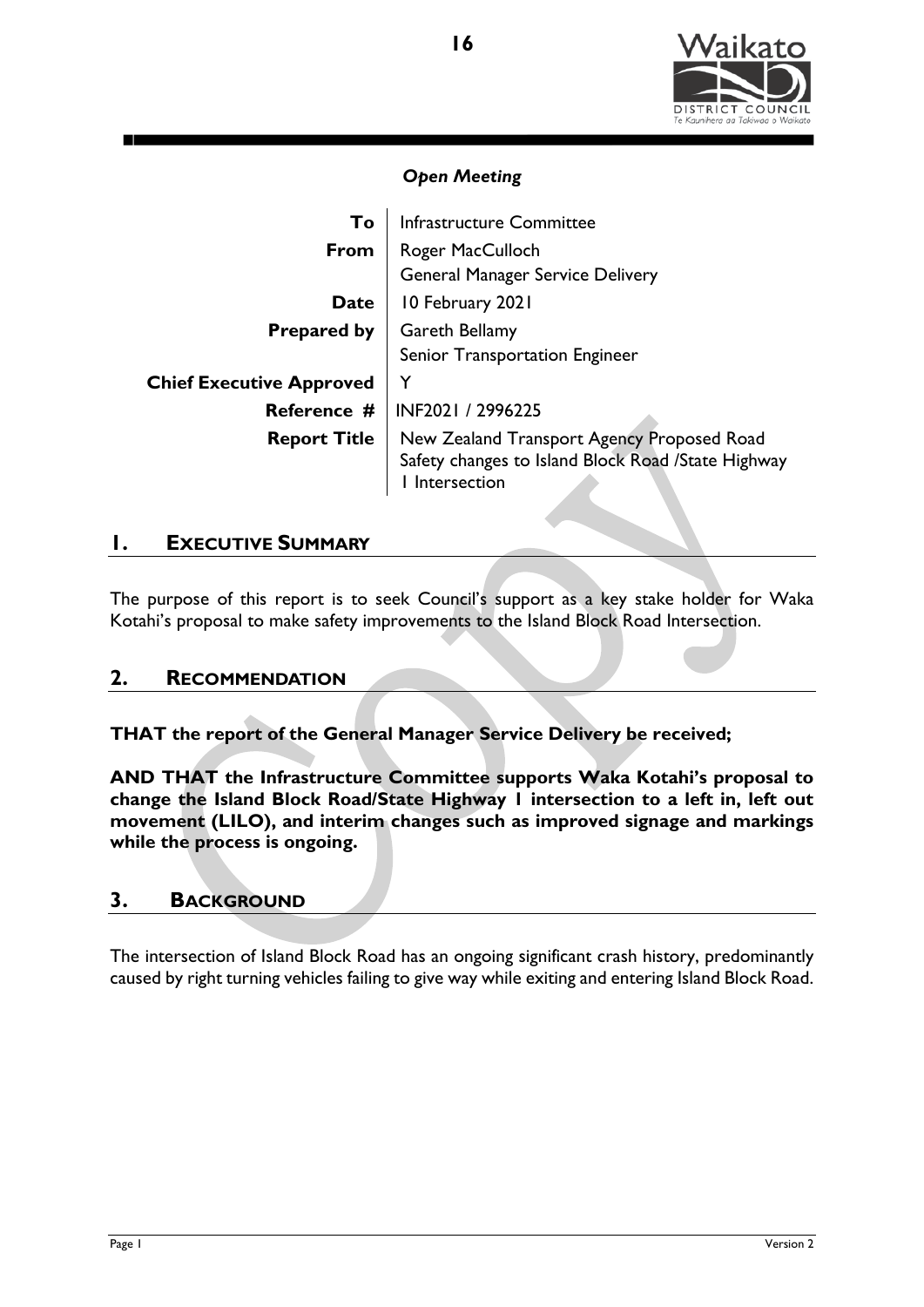*Open Meeting*

| | |
|---|---|
| **To** | Infrastructure Committee |
| **From** | Roger MacCulloch<br>General Manager Service Delivery |
| **Date** | 10 February 2021 |
| **Prepared by** | Gareth Bellamy<br>Senior Transportation Engineer |
| **Chief Executive Approved** | Y |
| **Reference #** | INF2021 / 2996225 |
| **Report Title** | New Zealand Transport Agency Proposed Road Safety changes to Island Block Road /State Highway 1 Intersection |

## 1. EXECUTIVE SUMMARY

The purpose of this report is to seek Council's support as a key stake holder for Waka Kotahi's proposal to make safety improvements to the Island Block Road Intersection.

## 2. RECOMMENDATION

**THAT the report of the General Manager Service Delivery be received;**

**AND THAT the Infrastructure Committee supports Waka Kotahi's proposal to change the Island Block Road/State Highway 1 intersection to a left in, left out movement (LILO), and interim changes such as improved signage and markings while the process is ongoing.**

## 3. BACKGROUND

The intersection of Island Block Road has an ongoing significant crash history, predominantly caused by right turning vehicles failing to give way while exiting and entering Island Block Road.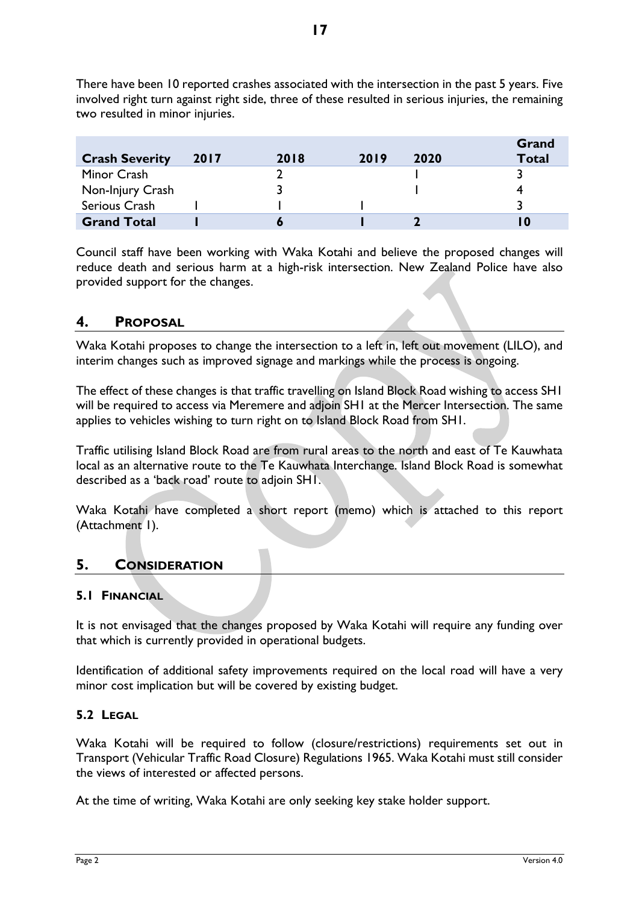There have been 10 reported crashes associated with the intersection in the past 5 years. Five involved right turn against right side, three of these resulted in serious injuries, the remaining two resulted in minor injuries.

| Crash Severity | 2017 | 2018 | 2019 | 2020 | Grand Total |
|---|---|---|---|---|---|
| Minor Crash | | 2 | | 1 | 3 |
| Non-Injury Crash | | 3 | | 1 | 4 |
| Serious Crash | 1 | 1 | 1 | | 3 |
| **Grand Total** | **1** | **6** | **1** | **2** | **10** |

Council staff have been working with Waka Kotahi and believe the proposed changes will reduce death and serious harm at a high-risk intersection. New Zealand Police have also provided support for the changes.

## 4. Proposal

Waka Kotahi proposes to change the intersection to a left in, left out movement (LILO), and interim changes such as improved signage and markings while the process is ongoing.

The effect of these changes is that traffic travelling on Island Block Road wishing to access SH1 will be required to access via Meremere and adjoin SH1 at the Mercer Intersection. The same applies to vehicles wishing to turn right on to Island Block Road from SH1.

Traffic utilising Island Block Road are from rural areas to the north and east of Te Kauwhata local as an alternative route to the Te Kauwhata Interchange. Island Block Road is somewhat described as a 'back road' route to adjoin SH1.

Waka Kotahi have completed a short report (memo) which is attached to this report (Attachment 1).

## 5. Consideration

### 5.1 Financial

It is not envisaged that the changes proposed by Waka Kotahi will require any funding over that which is currently provided in operational budgets.

Identification of additional safety improvements required on the local road will have a very minor cost implication but will be covered by existing budget.

### 5.2 Legal

Waka Kotahi will be required to follow (closure/restrictions) requirements set out in Transport (Vehicular Traffic Road Closure) Regulations 1965. Waka Kotahi must still consider the views of interested or affected persons.

At the time of writing, Waka Kotahi are only seeking key stake holder support.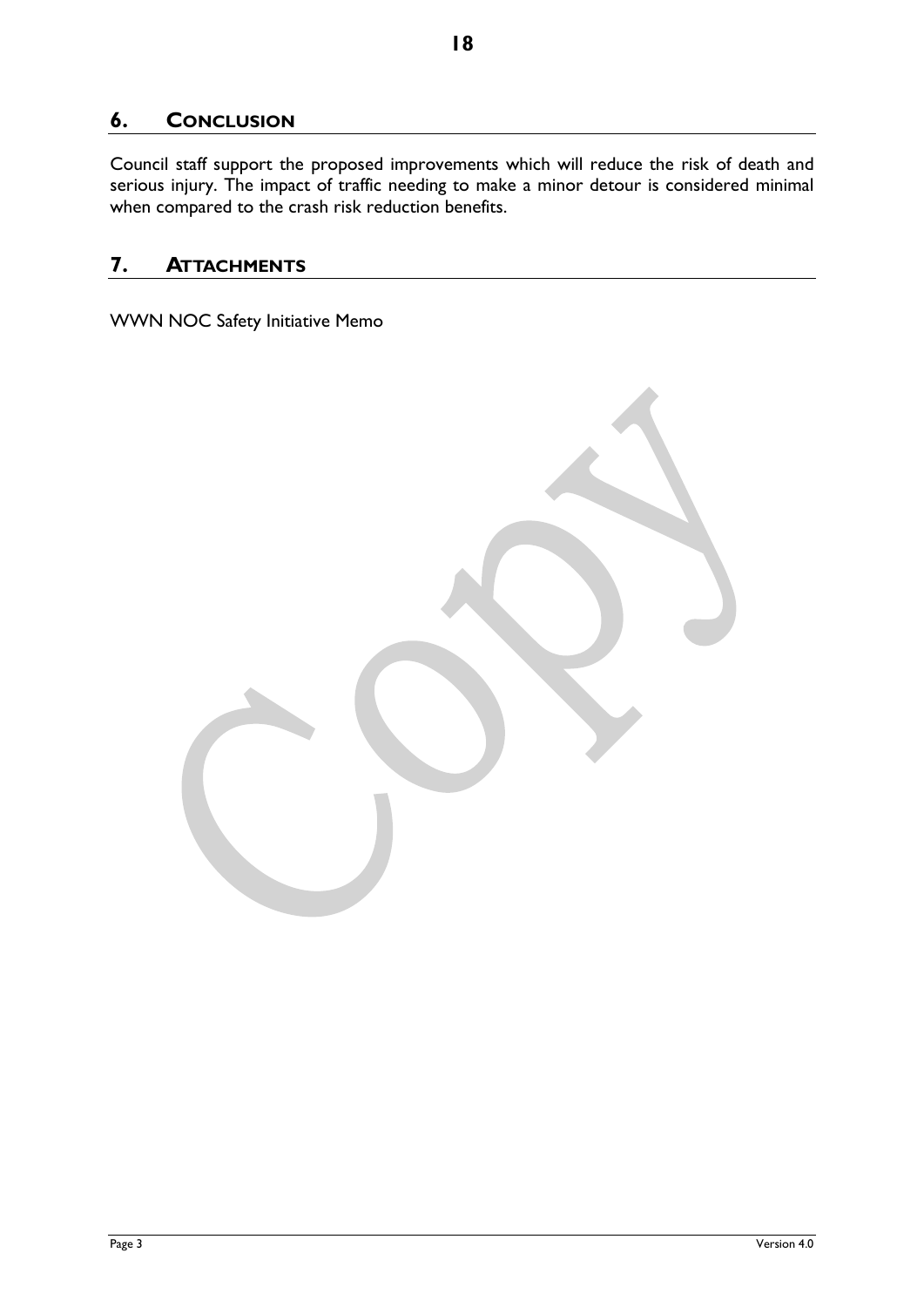## 6. Conclusion

Council staff support the proposed improvements which will reduce the risk of death and serious injury. The impact of traffic needing to make a minor detour is considered minimal when compared to the crash risk reduction benefits.

## 7. Attachments

WWN NOC Safety Initiative Memo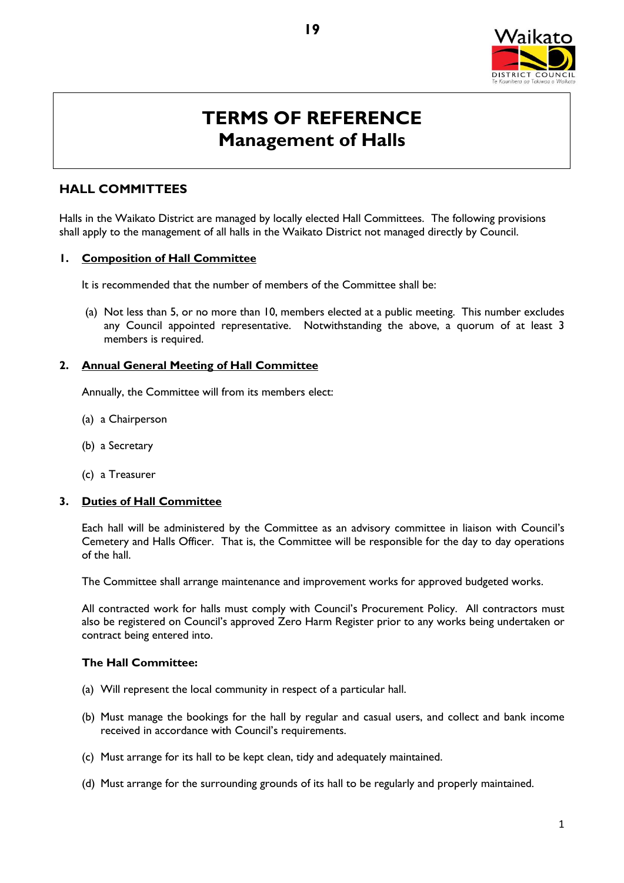# TERMS OF REFERENCE
# Management of Halls

## HALL COMMITTEES

Halls in the Waikato District are managed by locally elected Hall Committees. The following provisions shall apply to the management of all halls in the Waikato District not managed directly by Council.

### 1. Composition of Hall Committee

It is recommended that the number of members of the Committee shall be:

(a) Not less than 5, or no more than 10, members elected at a public meeting. This number excludes any Council appointed representative. Notwithstanding the above, a quorum of at least 3 members is required.

### 2. Annual General Meeting of Hall Committee

Annually, the Committee will from its members elect:

(a) a Chairperson

(b) a Secretary

(c) a Treasurer

### 3. Duties of Hall Committee

Each hall will be administered by the Committee as an advisory committee in liaison with Council's Cemetery and Halls Officer. That is, the Committee will be responsible for the day to day operations of the hall.

The Committee shall arrange maintenance and improvement works for approved budgeted works.

All contracted work for halls must comply with Council's Procurement Policy. All contractors must also be registered on Council's approved Zero Harm Register prior to any works being undertaken or contract being entered into.

**The Hall Committee:**

(a) Will represent the local community in respect of a particular hall.

(b) Must manage the bookings for the hall by regular and casual users, and collect and bank income received in accordance with Council's requirements.

(c) Must arrange for its hall to be kept clean, tidy and adequately maintained.

(d) Must arrange for the surrounding grounds of its hall to be regularly and properly maintained.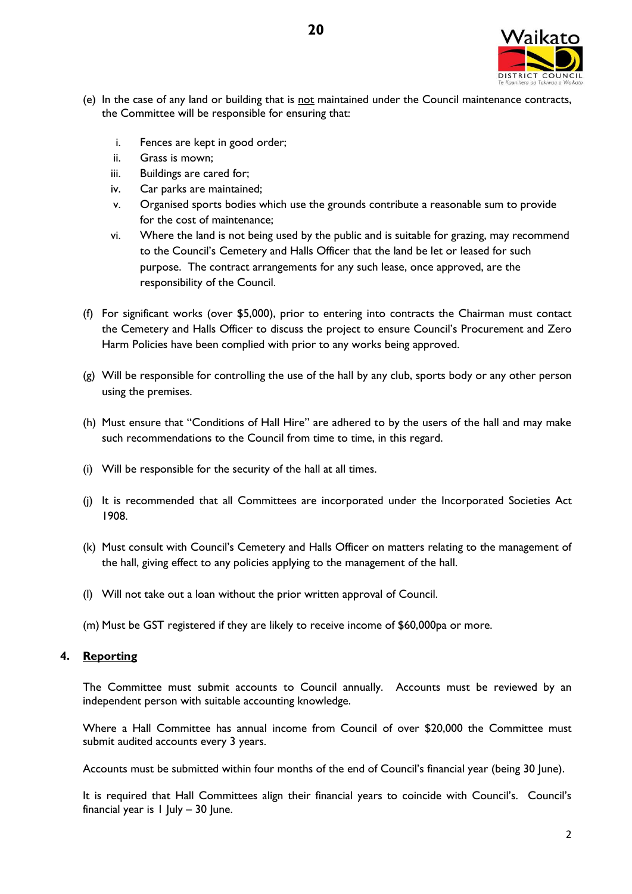(e) In the case of any land or building that is <u>not</u> maintained under the Council maintenance contracts, the Committee will be responsible for ensuring that:

i. Fences are kept in good order;
ii. Grass is mown;
iii. Buildings are cared for;
iv. Car parks are maintained;
v. Organised sports bodies which use the grounds contribute a reasonable sum to provide for the cost of maintenance;
vi. Where the land is not being used by the public and is suitable for grazing, may recommend to the Council's Cemetery and Halls Officer that the land be let or leased for such purpose. The contract arrangements for any such lease, once approved, are the responsibility of the Council.

(f) For significant works (over $5,000), prior to entering into contracts the Chairman must contact the Cemetery and Halls Officer to discuss the project to ensure Council's Procurement and Zero Harm Policies have been complied with prior to any works being approved.

(g) Will be responsible for controlling the use of the hall by any club, sports body or any other person using the premises.

(h) Must ensure that "Conditions of Hall Hire" are adhered to by the users of the hall and may make such recommendations to the Council from time to time, in this regard.

(i) Will be responsible for the security of the hall at all times.

(j) It is recommended that all Committees are incorporated under the Incorporated Societies Act 1908.

(k) Must consult with Council's Cemetery and Halls Officer on matters relating to the management of the hall, giving effect to any policies applying to the management of the hall.

(l) Will not take out a loan without the prior written approval of Council.

(m) Must be GST registered if they are likely to receive income of $60,000pa or more.

## 4. <u>Reporting</u>

The Committee must submit accounts to Council annually. Accounts must be reviewed by an independent person with suitable accounting knowledge.

Where a Hall Committee has annual income from Council of over $20,000 the Committee must submit audited accounts every 3 years.

Accounts must be submitted within four months of the end of Council's financial year (being 30 June).

It is required that Hall Committees align their financial years to coincide with Council's. Council's financial year is 1 July – 30 June.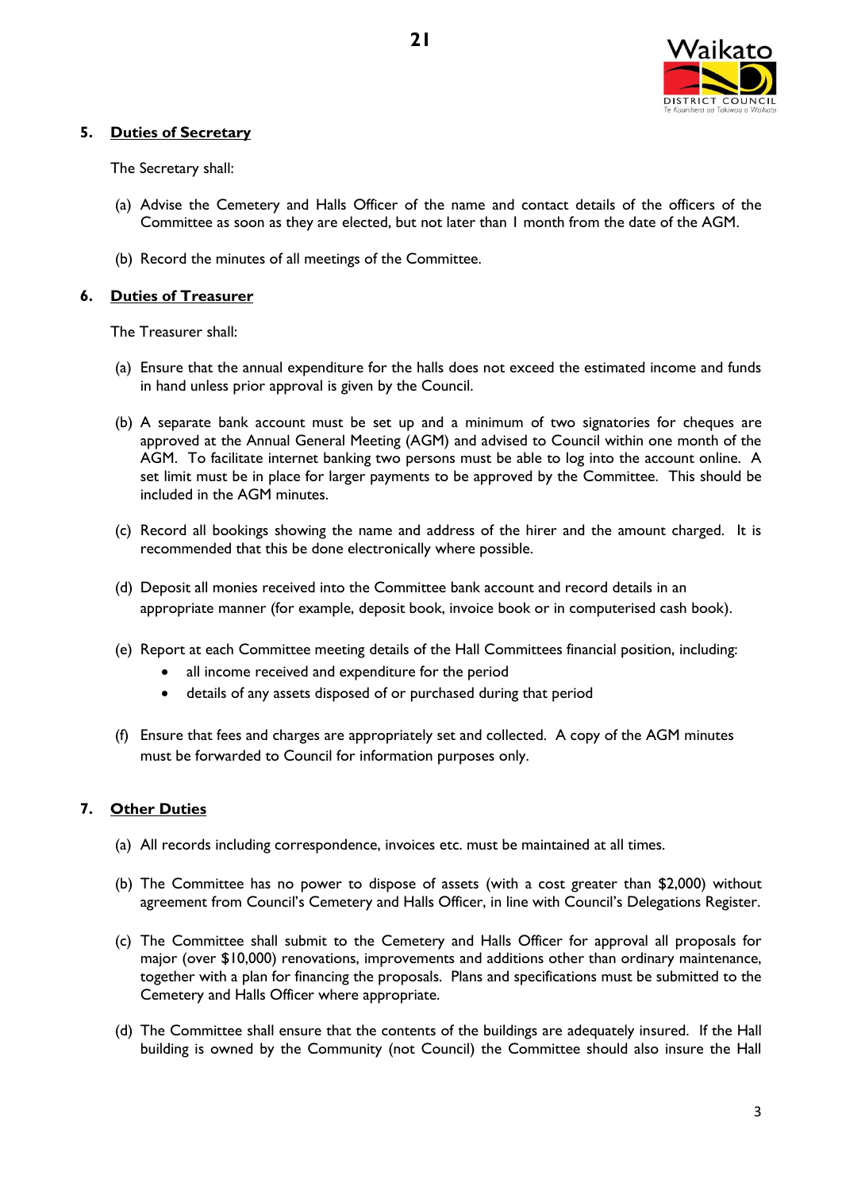## 5. Duties of Secretary

The Secretary shall:

(a) Advise the Cemetery and Halls Officer of the name and contact details of the officers of the Committee as soon as they are elected, but not later than 1 month from the date of the AGM.

(b) Record the minutes of all meetings of the Committee.

## 6. Duties of Treasurer

The Treasurer shall:

(a) Ensure that the annual expenditure for the halls does not exceed the estimated income and funds in hand unless prior approval is given by the Council.

(b) A separate bank account must be set up and a minimum of two signatories for cheques are approved at the Annual General Meeting (AGM) and advised to Council within one month of the AGM. To facilitate internet banking two persons must be able to log into the account online. A set limit must be in place for larger payments to be approved by the Committee. This should be included in the AGM minutes.

(c) Record all bookings showing the name and address of the hirer and the amount charged. It is recommended that this be done electronically where possible.

(d) Deposit all monies received into the Committee bank account and record details in an appropriate manner (for example, deposit book, invoice book or in computerised cash book).

(e) Report at each Committee meeting details of the Hall Committees financial position, including:
- all income received and expenditure for the period
- details of any assets disposed of or purchased during that period

(f) Ensure that fees and charges are appropriately set and collected. A copy of the AGM minutes must be forwarded to Council for information purposes only.

## 7. Other Duties

(a) All records including correspondence, invoices etc. must be maintained at all times.

(b) The Committee has no power to dispose of assets (with a cost greater than $2,000) without agreement from Council's Cemetery and Halls Officer, in line with Council's Delegations Register.

(c) The Committee shall submit to the Cemetery and Halls Officer for approval all proposals for major (over $10,000) renovations, improvements and additions other than ordinary maintenance, together with a plan for financing the proposals. Plans and specifications must be submitted to the Cemetery and Halls Officer where appropriate.

(d) The Committee shall ensure that the contents of the buildings are adequately insured. If the Hall building is owned by the Community (not Council) the Committee should also insure the Hall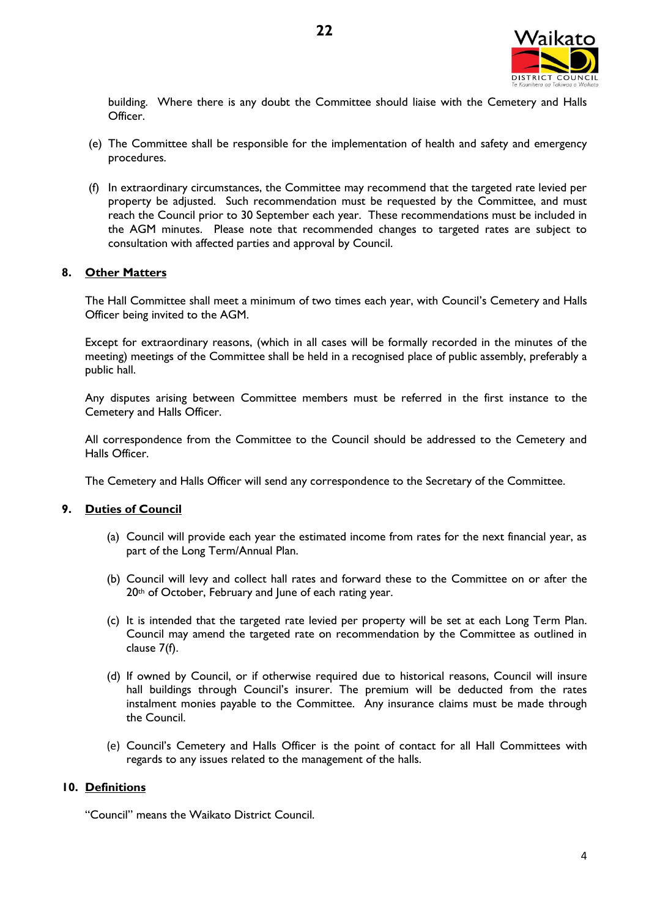building. Where there is any doubt the Committee should liaise with the Cemetery and Halls Officer.

(e) The Committee shall be responsible for the implementation of health and safety and emergency procedures.

(f) In extraordinary circumstances, the Committee may recommend that the targeted rate levied per property be adjusted. Such recommendation must be requested by the Committee, and must reach the Council prior to 30 September each year. These recommendations must be included in the AGM minutes. Please note that recommended changes to targeted rates are subject to consultation with affected parties and approval by Council.

## 8. Other Matters

The Hall Committee shall meet a minimum of two times each year, with Council's Cemetery and Halls Officer being invited to the AGM.

Except for extraordinary reasons, (which in all cases will be formally recorded in the minutes of the meeting) meetings of the Committee shall be held in a recognised place of public assembly, preferably a public hall.

Any disputes arising between Committee members must be referred in the first instance to the Cemetery and Halls Officer.

All correspondence from the Committee to the Council should be addressed to the Cemetery and Halls Officer.

The Cemetery and Halls Officer will send any correspondence to the Secretary of the Committee.

## 9. Duties of Council

(a) Council will provide each year the estimated income from rates for the next financial year, as part of the Long Term/Annual Plan.

(b) Council will levy and collect hall rates and forward these to the Committee on or after the 20th of October, February and June of each rating year.

(c) It is intended that the targeted rate levied per property will be set at each Long Term Plan. Council may amend the targeted rate on recommendation by the Committee as outlined in clause 7(f).

(d) If owned by Council, or if otherwise required due to historical reasons, Council will insure hall buildings through Council's insurer. The premium will be deducted from the rates instalment monies payable to the Committee. Any insurance claims must be made through the Council.

(e) Council's Cemetery and Halls Officer is the point of contact for all Hall Committees with regards to any issues related to the management of the halls.

## 10. Definitions

"Council" means the Waikato District Council.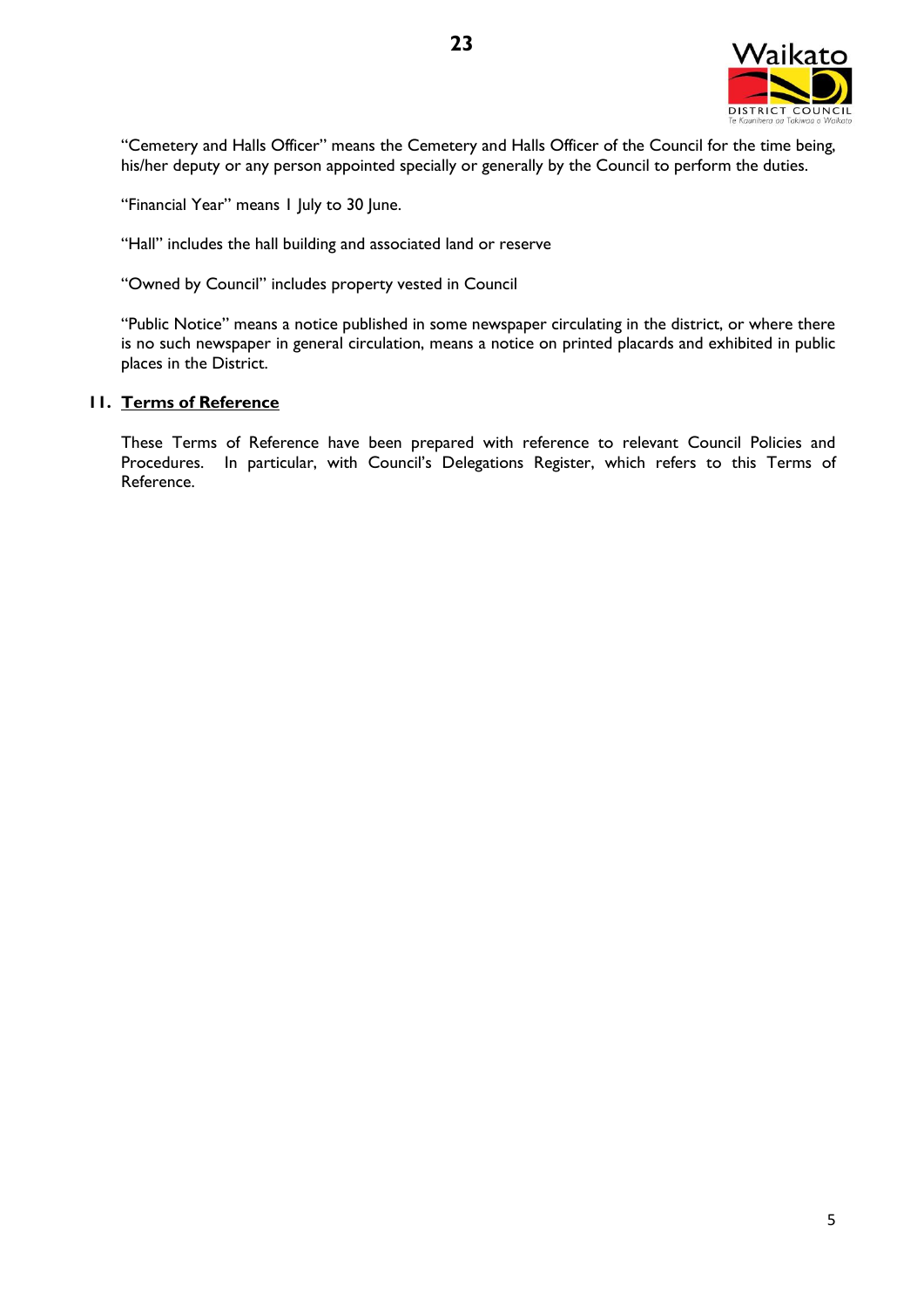"Cemetery and Halls Officer" means the Cemetery and Halls Officer of the Council for the time being, his/her deputy or any person appointed specially or generally by the Council to perform the duties.

"Financial Year" means 1 July to 30 June.

"Hall" includes the hall building and associated land or reserve

"Owned by Council" includes property vested in Council

"Public Notice" means a notice published in some newspaper circulating in the district, or where there is no such newspaper in general circulation, means a notice on printed placards and exhibited in public places in the District.

## 11. Terms of Reference

These Terms of Reference have been prepared with reference to relevant Council Policies and Procedures. In particular, with Council's Delegations Register, which refers to this Terms of Reference.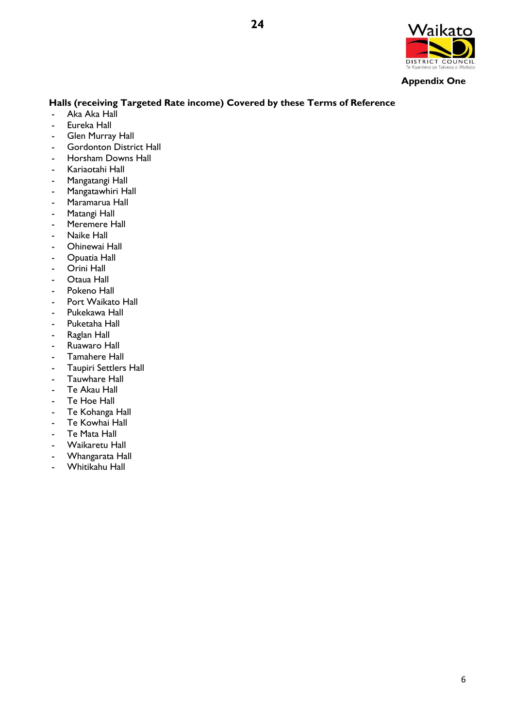**Appendix One**

**Halls (receiving Targeted Rate income) Covered by these Terms of Reference**

- Aka Aka Hall
- Eureka Hall
- Glen Murray Hall
- Gordonton District Hall
- Horsham Downs Hall
- Kariaotahi Hall
- Mangatangi Hall
- Mangatawhiri Hall
- Maramarua Hall
- Matangi Hall
- Meremere Hall
- Naike Hall
- Ohinewai Hall
- Opuatia Hall
- Orini Hall
- Otaua Hall
- Pokeno Hall
- Port Waikato Hall
- Pukekawa Hall
- Puketaha Hall
- Raglan Hall
- Ruawaro Hall
- Tamahere Hall
- Taupiri Settlers Hall
- Tauwhare Hall
- Te Akau Hall
- Te Hoe Hall
- Te Kohanga Hall
- Te Kowhai Hall
- Te Mata Hall
- Waikaretu Hall
- Whangarata Hall
- Whitikahu Hall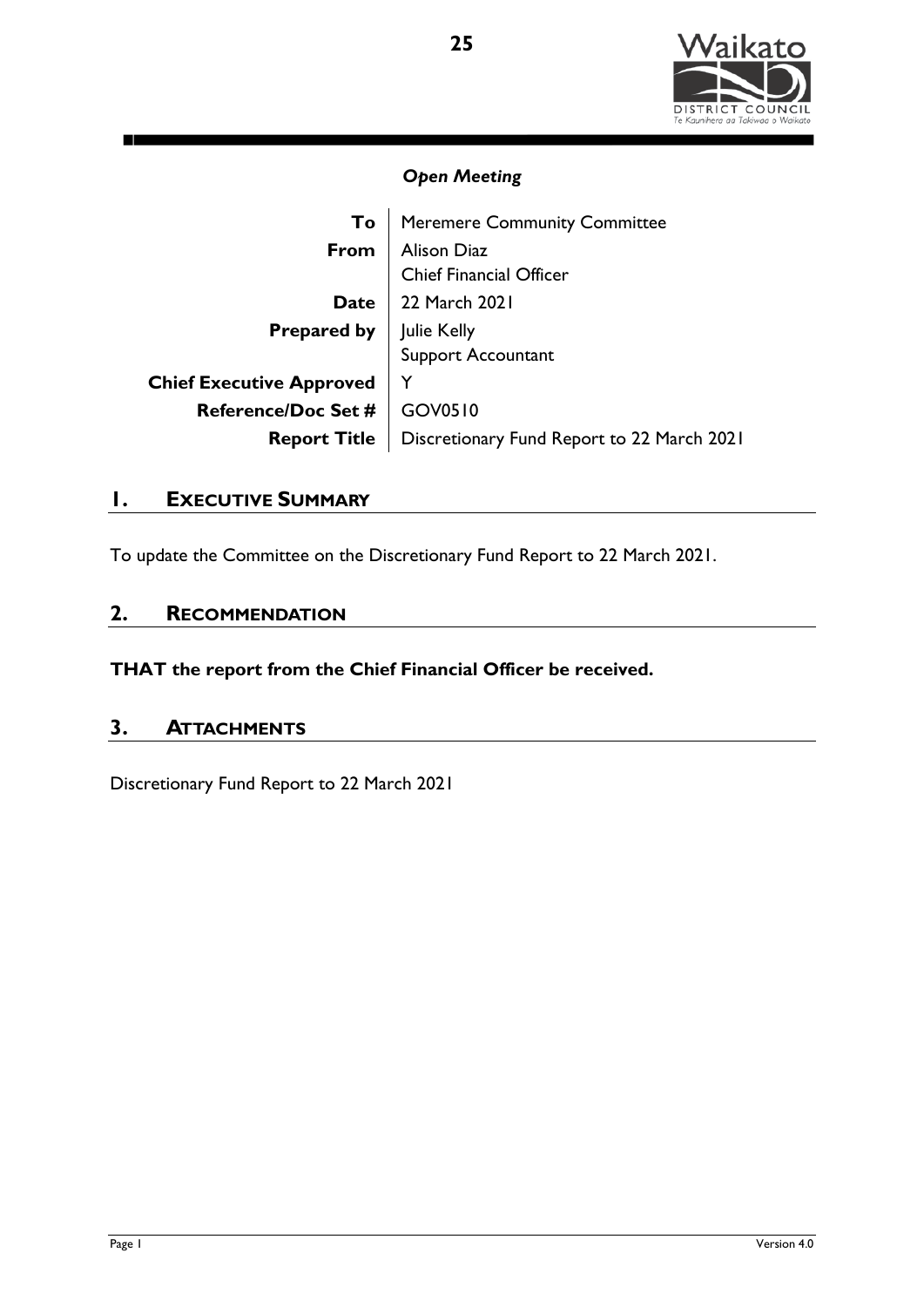*Open Meeting*

| | |
|---|---|
| **To** | Meremere Community Committee |
| **From** | Alison Diaz<br>Chief Financial Officer |
| **Date** | 22 March 2021 |
| **Prepared by** | Julie Kelly<br>Support Accountant |
| **Chief Executive Approved** | Y |
| **Reference/Doc Set #** | GOV0510 |
| **Report Title** | Discretionary Fund Report to 22 March 2021 |

## 1. EXECUTIVE SUMMARY

To update the Committee on the Discretionary Fund Report to 22 March 2021.

## 2. RECOMMENDATION

**THAT the report from the Chief Financial Officer be received.**

## 3. ATTACHMENTS

Discretionary Fund Report to 22 March 2021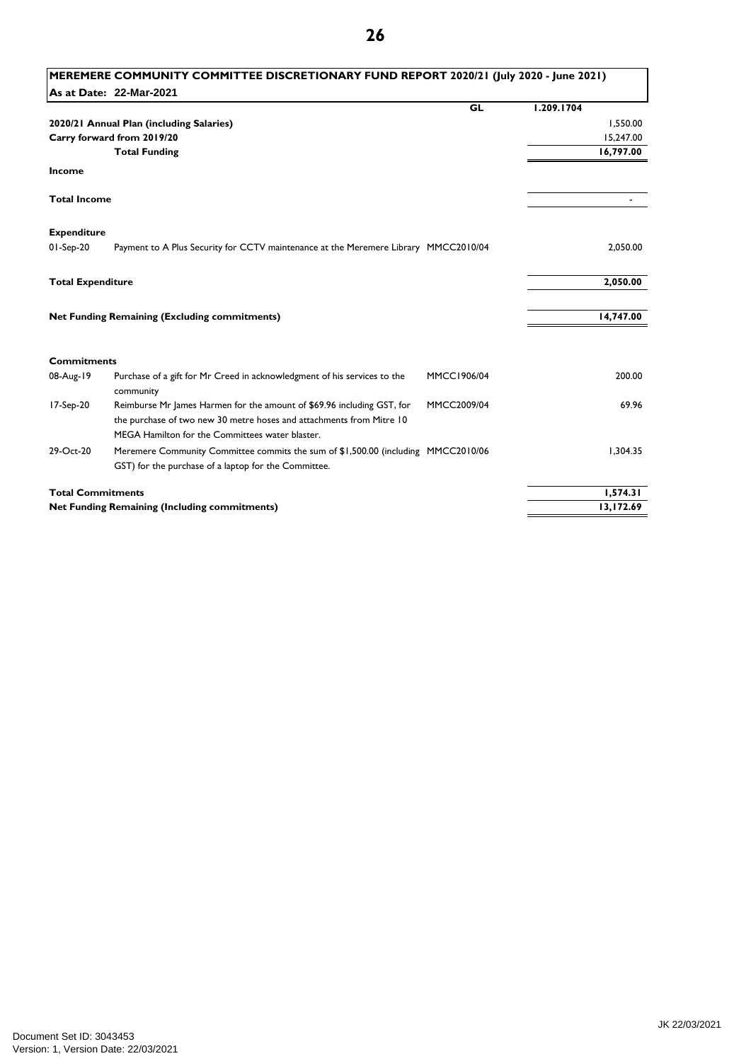| **MEREMERE COMMUNITY COMMITTEE DISCRETIONARY FUND REPORT 2020/21 (July 2020 - June 2021)** | | | |
|---|---|---|---|
| **As at Date: 22-Mar-2021** | | | |
| | | **GL** | **1.209.1704** |
| **2020/21 Annual Plan (including Salaries)** | | | 1,550.00 |
| **Carry forward from 2019/20** | | | 15,247.00 |
| | **Total Funding** | | **16,797.00** |
| **Income** | | | |
| **Total Income** | | | - |
| **Expenditure** | | | |
| 01-Sep-20 | Payment to A Plus Security for CCTV maintenance at the Meremere Library | MMCC2010/04 | 2,050.00 |
| **Total Expenditure** | | | **2,050.00** |
| **Net Funding Remaining (Excluding commitments)** | | | **14,747.00** |
| **Commitments** | | | |
| 08-Aug-19 | Purchase of a gift for Mr Creed in acknowledgment of his services to the community | MMCC1906/04 | 200.00 |
| 17-Sep-20 | Reimburse Mr James Harmen for the amount of $69.96 including GST, for the purchase of two new 30 metre hoses and attachments from Mitre 10 MEGA Hamilton for the Committees water blaster. | MMCC2009/04 | 69.96 |
| 29-Oct-20 | Meremere Community Committee commits the sum of $1,500.00 (including GST) for the purchase of a laptop for the Committee. | MMCC2010/06 | 1,304.35 |
| **Total Commitments** | | | **1,574.31** |
| **Net Funding Remaining (Including commitments)** | | | **13,172.69** |

Document Set ID: 3043453
Version: 1, Version Date: 22/03/2021

JK 22/03/2021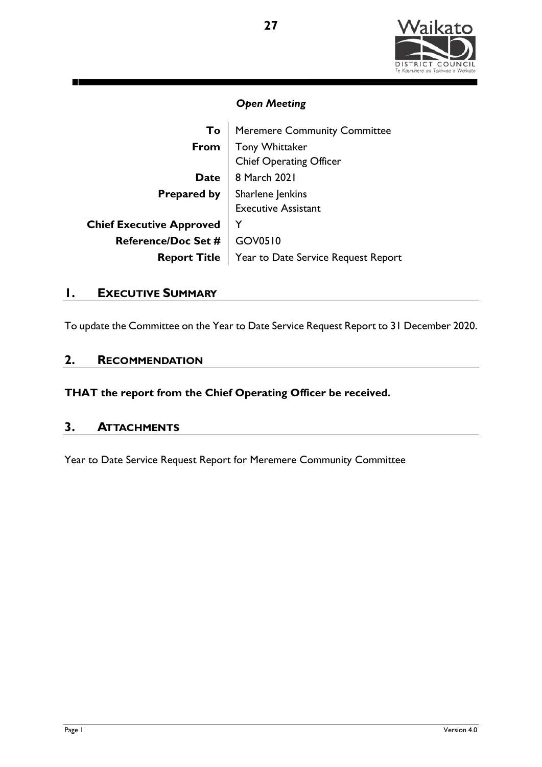*Open Meeting*

| | |
|---|---|
| **To** | Meremere Community Committee |
| **From** | Tony Whittaker<br>Chief Operating Officer |
| **Date** | 8 March 2021 |
| **Prepared by** | Sharlene Jenkins<br>Executive Assistant |
| **Chief Executive Approved** | Y |
| **Reference/Doc Set #** | GOV0510 |
| **Report Title** | Year to Date Service Request Report |

## 1. EXECUTIVE SUMMARY

To update the Committee on the Year to Date Service Request Report to 31 December 2020.

## 2. RECOMMENDATION

**THAT the report from the Chief Operating Officer be received.**

## 3. ATTACHMENTS

Year to Date Service Request Report for Meremere Community Committee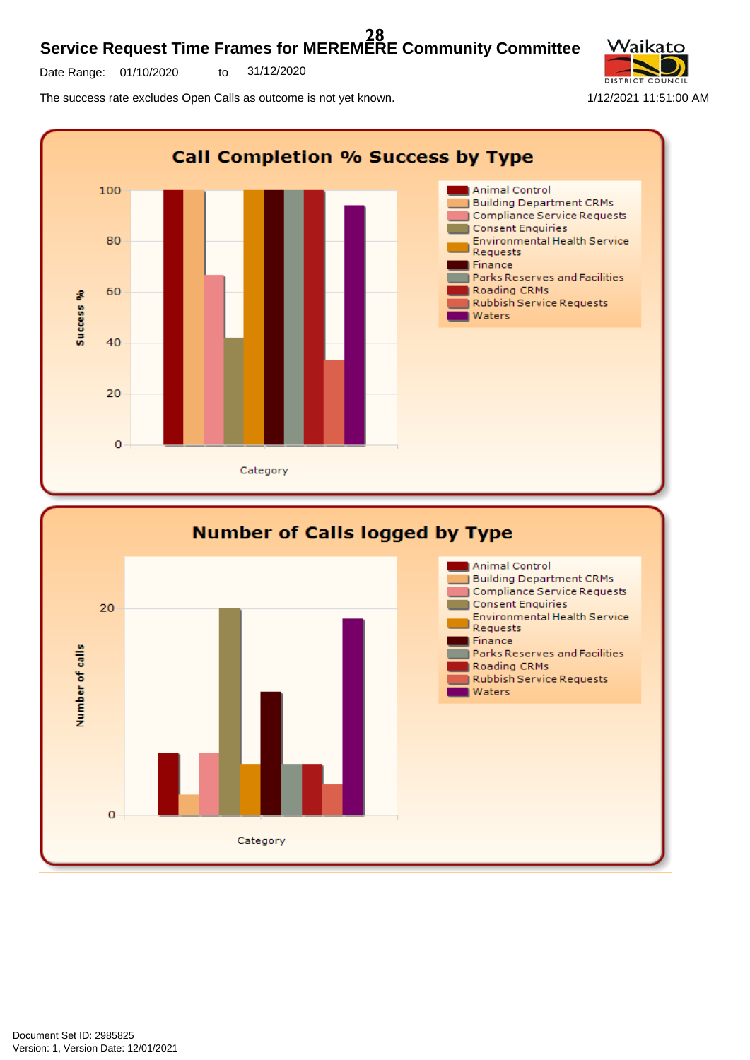# Service Request Time Frames for MEREMERE Community Committee

Date Range: 01/10/2020 to 31/12/2020

The success rate excludes Open Calls as outcome is not yet known.

1/12/2021 11:51:00 AM

## Call Completion % Success by Type

Success %: 0, 20, 40, 60, 80, 100

Category

- Animal Control
- Building Department CRMs
- Compliance Service Requests
- Consent Enquiries
- Environmental Health Service Requests
- Finance
- Parks Reserves and Facilities
- Roading CRMs
- Rubbish Service Requests
- Waters

## Number of Calls logged by Type

Number of calls: 0, 20

Category

- Animal Control
- Building Department CRMs
- Compliance Service Requests
- Consent Enquiries
- Environmental Health Service Requests
- Finance
- Parks Reserves and Facilities
- Roading CRMs
- Rubbish Service Requests
- Waters

Document Set ID: 2985825
Version: 1, Version Date: 12/01/2021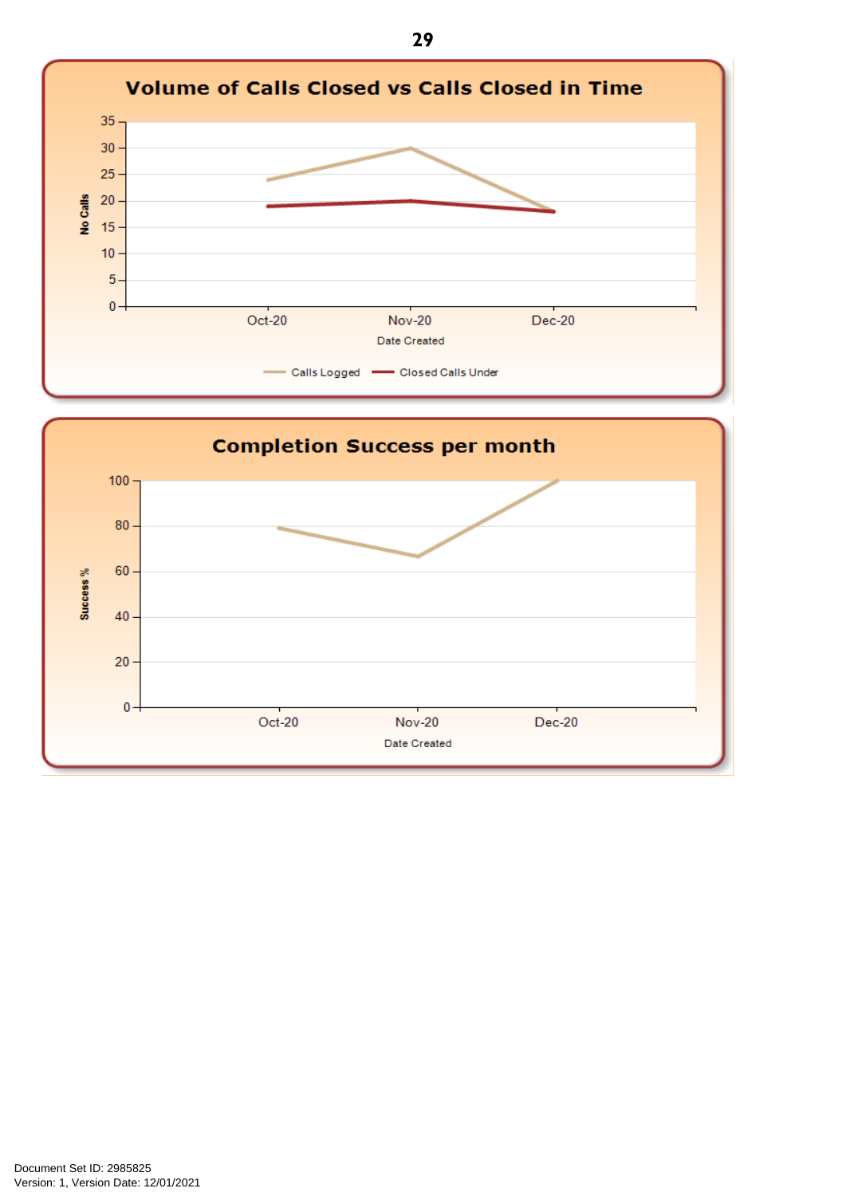## Volume of Calls Closed vs Calls Closed in Time

No Calls (y-axis: 0–35); Date Created (x-axis)

Oct-20, Nov-20, Dec-20

Calls Logged — Closed Calls Under

## Completion Success per month

Success % (y-axis: 0–100); Date Created (x-axis)

Oct-20, Nov-20, Dec-20

Document Set ID: 2985825
Version: 1, Version Date: 12/01/2021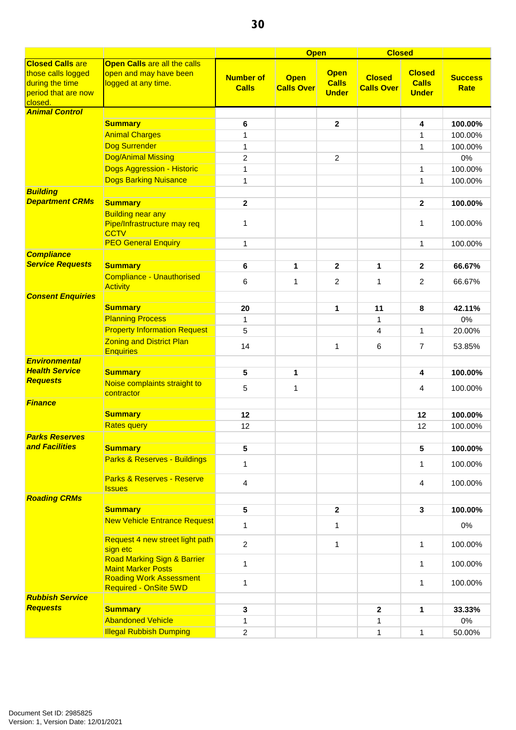| | | | Open | | Closed | | |
|---|---|---|---|---|---|---|---|
| **Closed Calls** are those calls logged during the time period that are now closed. | **Open Calls** are all the calls open and may have been logged at any time. | **Number of Calls** | **Open Calls Over** | **Open Calls Under** | **Closed Calls Over** | **Closed Calls Under** | **Success Rate** |
| ***Animal Control*** | | | | | | | |
| | **Summary** | **6** | | **2** | | **4** | **100.00%** |
| | Animal Charges | 1 | | | | 1 | 100.00% |
| | Dog Surrender | 1 | | | | 1 | 100.00% |
| | Dog/Animal Missing | 2 | | 2 | | | 0% |
| | Dogs Aggression - Historic | 1 | | | | 1 | 100.00% |
| | Dogs Barking Nuisance | 1 | | | | 1 | 100.00% |
| ***Building Department CRMs*** | | | | | | | |
| | **Summary** | **2** | | | | **2** | **100.00%** |
| | Building near any Pipe/Infrastructure may req CCTV | 1 | | | | 1 | 100.00% |
| | PEO General Enquiry | 1 | | | | 1 | 100.00% |
| ***Compliance Service Requests*** | | | | | | | |
| | **Summary** | **6** | **1** | **2** | **1** | **2** | **66.67%** |
| | Compliance - Unauthorised Activity | 6 | 1 | 2 | 1 | 2 | 66.67% |
| ***Consent Enquiries*** | | | | | | | |
| | **Summary** | **20** | | **1** | **11** | **8** | **42.11%** |
| | Planning Process | 1 | | | 1 | | 0% |
| | Property Information Request | 5 | | | 4 | 1 | 20.00% |
| | Zoning and District Plan Enquiries | 14 | | 1 | 6 | 7 | 53.85% |
| ***Environmental Health Service Requests*** | | | | | | | |
| | **Summary** | **5** | **1** | | | **4** | **100.00%** |
| | Noise complaints straight to contractor | 5 | 1 | | | 4 | 100.00% |
| ***Finance*** | | | | | | | |
| | **Summary** | **12** | | | | **12** | **100.00%** |
| | Rates query | 12 | | | | 12 | 100.00% |
| ***Parks Reserves and Facilities*** | | | | | | | |
| | **Summary** | **5** | | | | **5** | **100.00%** |
| | Parks & Reserves - Buildings | 1 | | | | 1 | 100.00% |
| | Parks & Reserves - Reserve Issues | 4 | | | | 4 | 100.00% |
| ***Roading CRMs*** | | | | | | | |
| | **Summary** | **5** | | **2** | | **3** | **100.00%** |
| | New Vehicle Entrance Request | 1 | | 1 | | | 0% |
| | Request 4 new street light path sign etc | 2 | | 1 | | 1 | 100.00% |
| | Road Marking Sign & Barrier Maint Marker Posts | 1 | | | | 1 | 100.00% |
| | Roading Work Assessment Required - OnSite 5WD | 1 | | | | 1 | 100.00% |
| ***Rubbish Service Requests*** | | | | | | | |
| | **Summary** | **3** | | | **2** | **1** | **33.33%** |
| | Abandoned Vehicle | 1 | | | 1 | | 0% |
| | Illegal Rubbish Dumping | 2 | | | 1 | 1 | 50.00% |

Document Set ID: 2985825
Version: 1, Version Date: 12/01/2021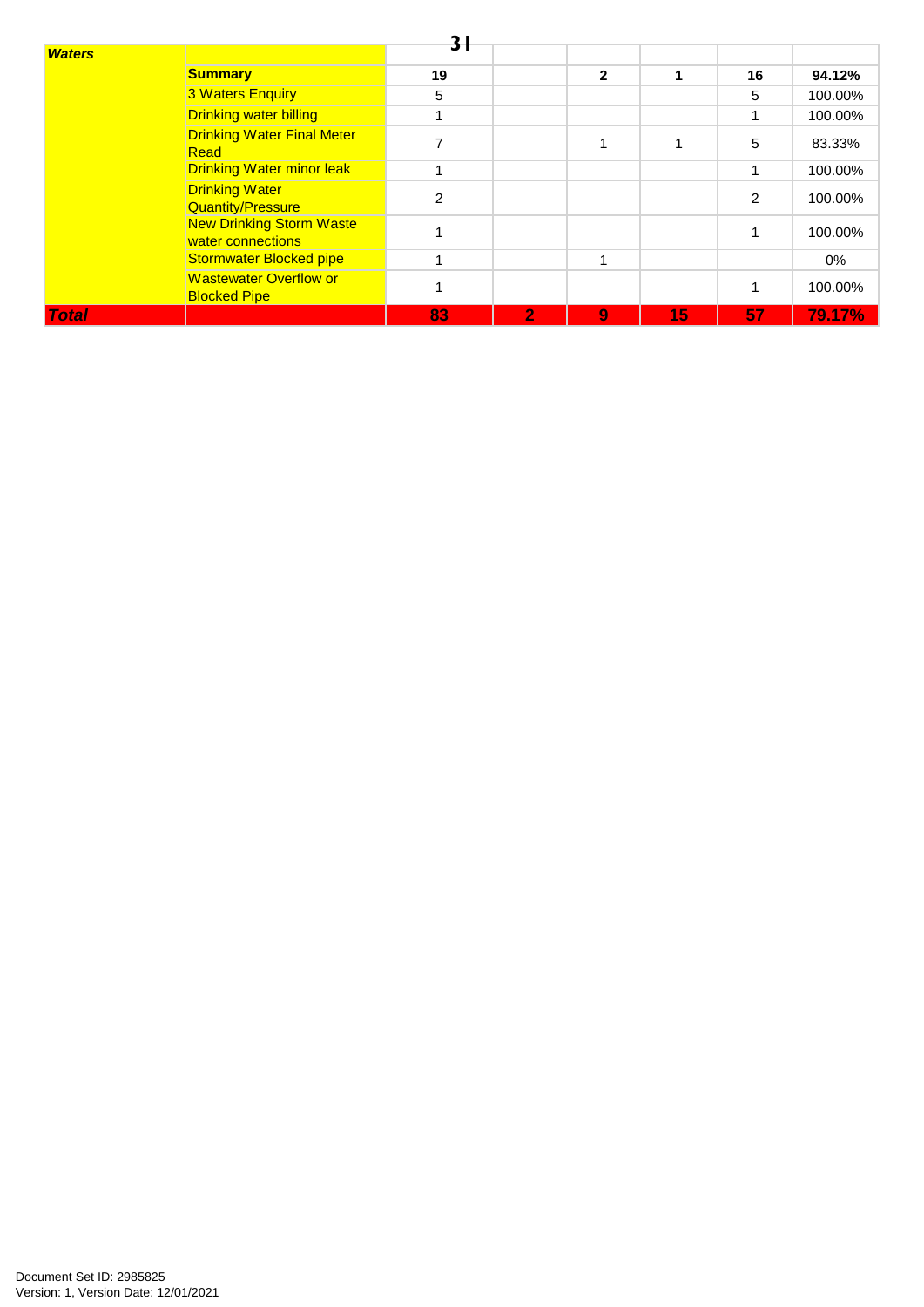| | | | | | | |
|---|---|---|---|---|---|---|
| ***Waters*** | | | | | | |
| | **Summary** | **19** | | **2** | **1** | **16** | **94.12%** |
| | 3 Waters Enquiry | 5 | | | | 5 | 100.00% |
| | Drinking water billing | 1 | | | | 1 | 100.00% |
| | Drinking Water Final Meter Read | 7 | | 1 | 1 | 5 | 83.33% |
| | Drinking Water minor leak | 1 | | | | 1 | 100.00% |
| | Drinking Water Quantity/Pressure | 2 | | | | 2 | 100.00% |
| | New Drinking Storm Waste water connections | 1 | | | | 1 | 100.00% |
| | Stormwater Blocked pipe | 1 | | 1 | | | 0% |
| | Wastewater Overflow or Blocked Pipe | 1 | | | | 1 | 100.00% |
| ***Total*** | | **83** | **2** | **9** | **15** | **57** | **79.17%** |

Document Set ID: 2985825
Version: 1, Version Date: 12/01/2021